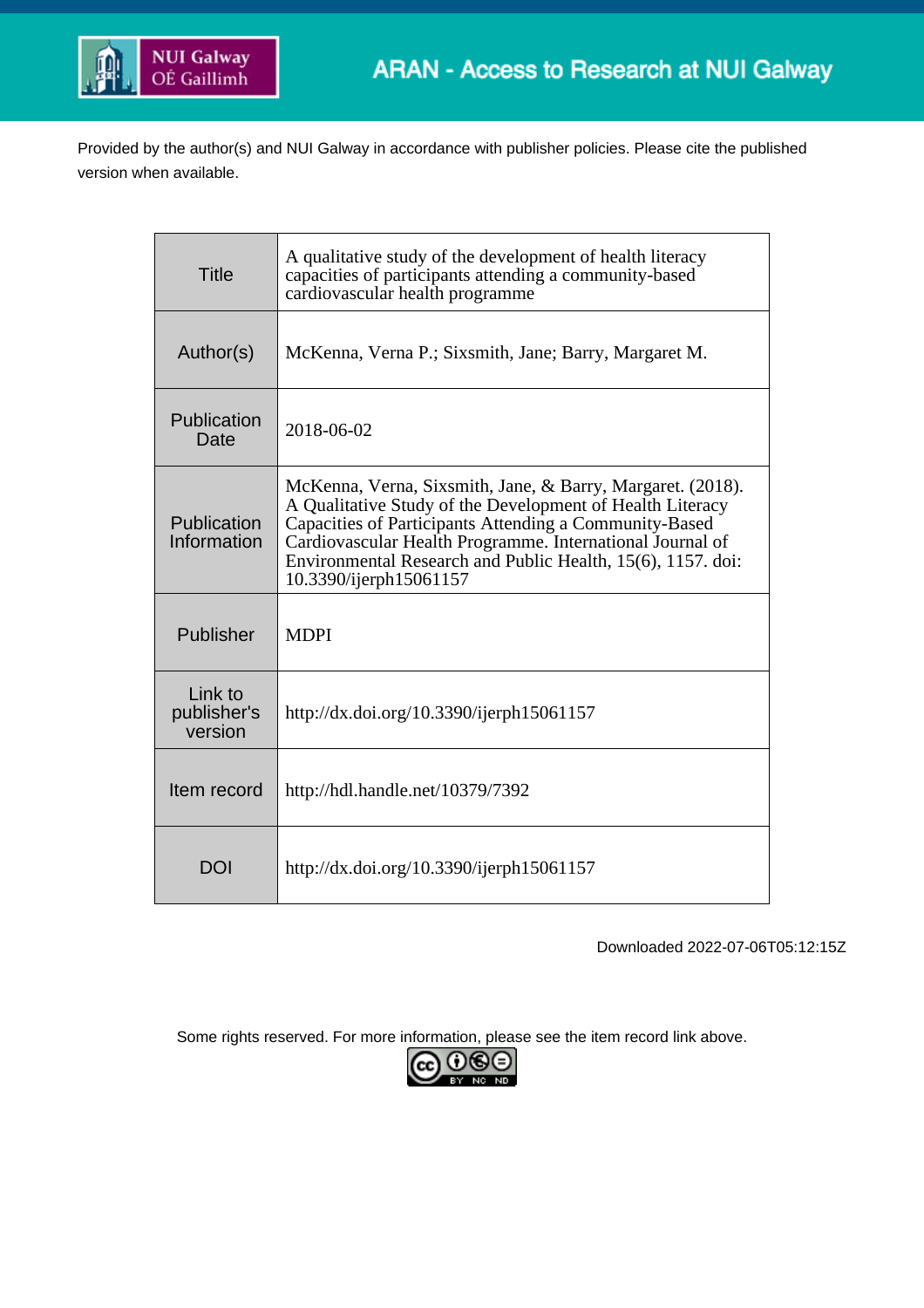ARAN - Access to Research at NUI Galway

Provided by the author(s) and NUI Galway in accordance with publisher policies. Please cite the published version when available.

| | |
|---|---|
| Title | A qualitative study of the development of health literacy capacities of participants attending a community-based cardiovascular health programme |
| Author(s) | McKenna, Verna P.; Sixsmith, Jane; Barry, Margaret M. |
| Publication Date | 2018-06-02 |
| Publication Information | McKenna, Verna, Sixsmith, Jane, & Barry, Margaret. (2018). A Qualitative Study of the Development of Health Literacy Capacities of Participants Attending a Community-Based Cardiovascular Health Programme. International Journal of Environmental Research and Public Health, 15(6), 1157. doi: 10.3390/ijerph15061157 |
| Publisher | MDPI |
| Link to publisher's version | http://dx.doi.org/10.3390/ijerph15061157 |
| Item record | http://hdl.handle.net/10379/7392 |
| DOI | http://dx.doi.org/10.3390/ijerph15061157 |

Downloaded 2022-07-06T05:12:15Z

Some rights reserved. For more information, please see the item record link above.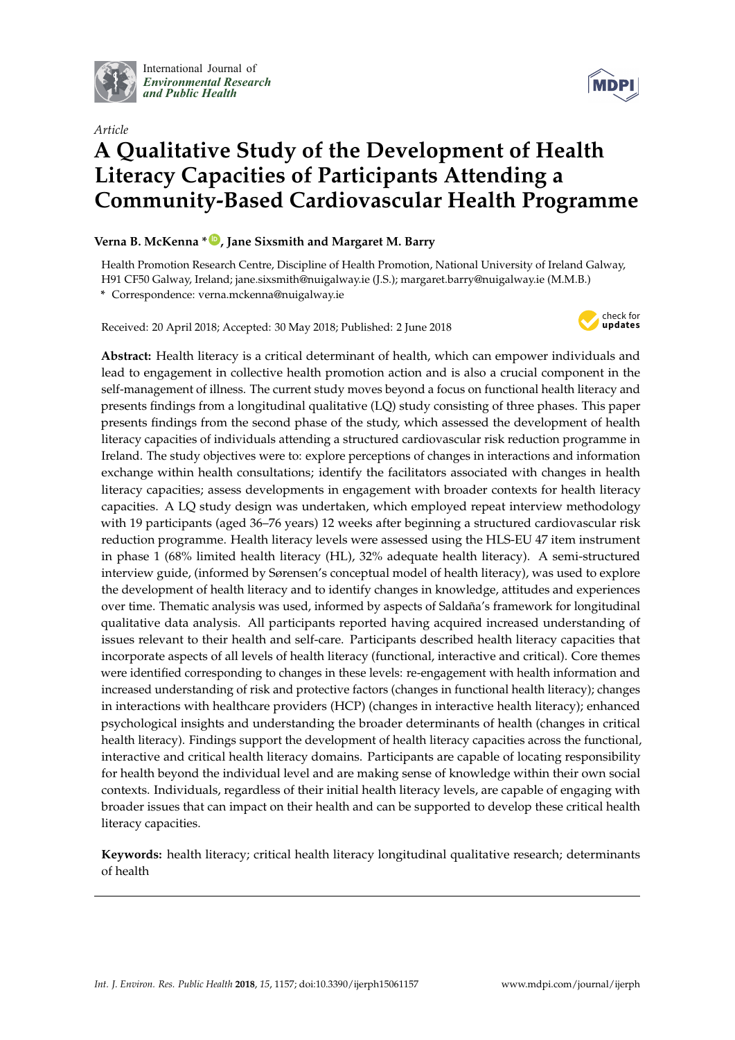International Journal of
*Environmental Research*
*and Public Health*

*Article*

# A Qualitative Study of the Development of Health Literacy Capacities of Participants Attending a Community-Based Cardiovascular Health Programme

**Verna B. McKenna \*, Jane Sixsmith and Margaret M. Barry**

Health Promotion Research Centre, Discipline of Health Promotion, National University of Ireland Galway, H91 CF50 Galway, Ireland; jane.sixsmith@nuigalway.ie (J.S.); margaret.barry@nuigalway.ie (M.M.B.)

\* Correspondence: verna.mckenna@nuigalway.ie

Received: 20 April 2018; Accepted: 30 May 2018; Published: 2 June 2018

**Abstract:** Health literacy is a critical determinant of health, which can empower individuals and lead to engagement in collective health promotion action and is also a crucial component in the self-management of illness. The current study moves beyond a focus on functional health literacy and presents findings from a longitudinal qualitative (LQ) study consisting of three phases. This paper presents findings from the second phase of the study, which assessed the development of health literacy capacities of individuals attending a structured cardiovascular risk reduction programme in Ireland. The study objectives were to: explore perceptions of changes in interactions and information exchange within health consultations; identify the facilitators associated with changes in health literacy capacities; assess developments in engagement with broader contexts for health literacy capacities. A LQ study design was undertaken, which employed repeat interview methodology with 19 participants (aged 36–76 years) 12 weeks after beginning a structured cardiovascular risk reduction programme. Health literacy levels were assessed using the HLS-EU 47 item instrument in phase 1 (68% limited health literacy (HL), 32% adequate health literacy). A semi-structured interview guide, (informed by Sørensen's conceptual model of health literacy), was used to explore the development of health literacy and to identify changes in knowledge, attitudes and experiences over time. Thematic analysis was used, informed by aspects of Saldaña's framework for longitudinal qualitative data analysis. All participants reported having acquired increased understanding of issues relevant to their health and self-care. Participants described health literacy capacities that incorporate aspects of all levels of health literacy (functional, interactive and critical). Core themes were identified corresponding to changes in these levels: re-engagement with health information and increased understanding of risk and protective factors (changes in functional health literacy); changes in interactions with healthcare providers (HCP) (changes in interactive health literacy); enhanced psychological insights and understanding the broader determinants of health (changes in critical health literacy). Findings support the development of health literacy capacities across the functional, interactive and critical health literacy domains. Participants are capable of locating responsibility for health beyond the individual level and are making sense of knowledge within their own social contexts. Individuals, regardless of their initial health literacy levels, are capable of engaging with broader issues that can impact on their health and can be supported to develop these critical health literacy capacities.

**Keywords:** health literacy; critical health literacy longitudinal qualitative research; determinants of health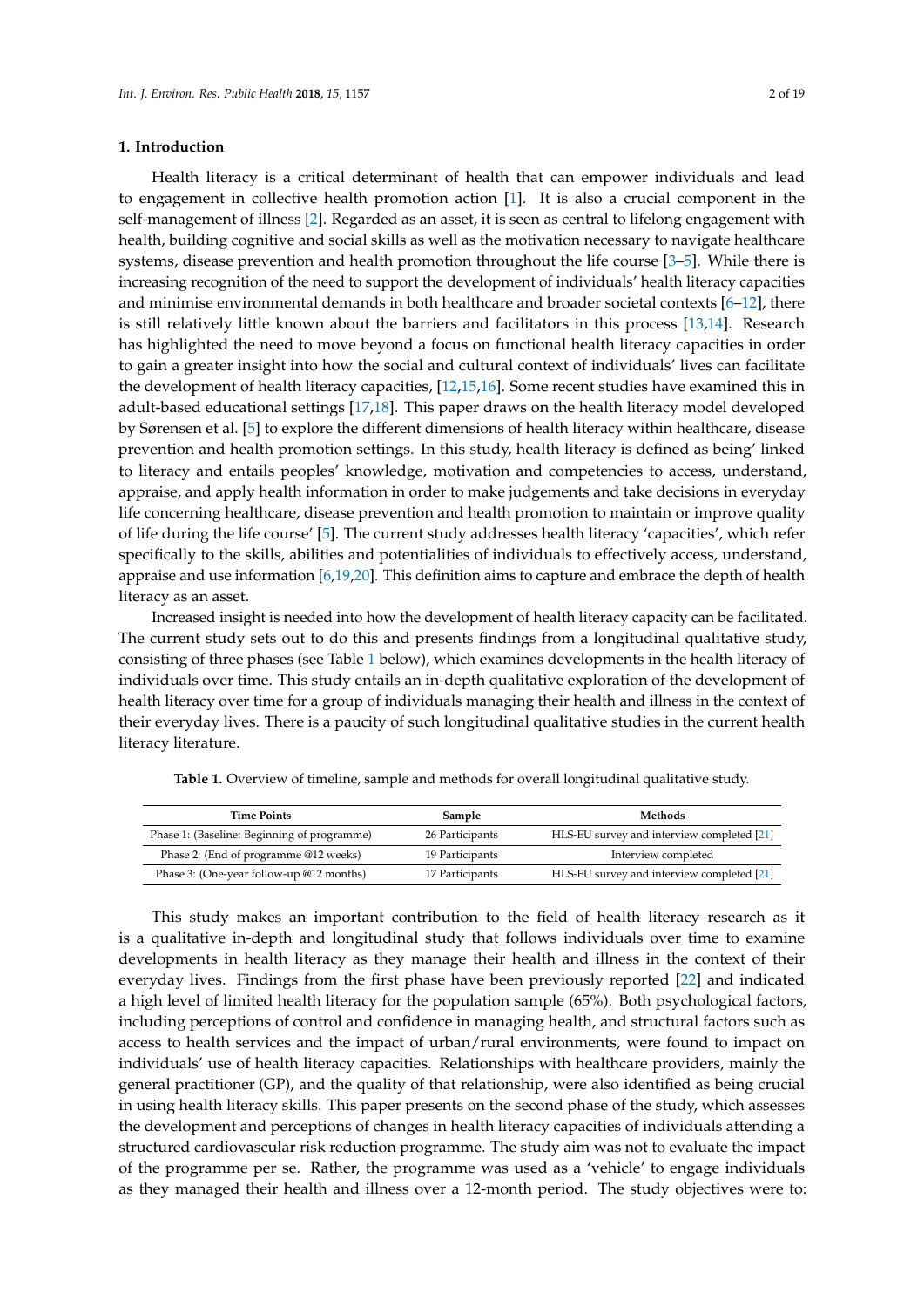## 1. Introduction

Health literacy is a critical determinant of health that can empower individuals and lead to engagement in collective health promotion action [1]. It is also a crucial component in the self-management of illness [2]. Regarded as an asset, it is seen as central to lifelong engagement with health, building cognitive and social skills as well as the motivation necessary to navigate healthcare systems, disease prevention and health promotion throughout the life course [3–5]. While there is increasing recognition of the need to support the development of individuals' health literacy capacities and minimise environmental demands in both healthcare and broader societal contexts [6–12], there is still relatively little known about the barriers and facilitators in this process [13,14]. Research has highlighted the need to move beyond a focus on functional health literacy capacities in order to gain a greater insight into how the social and cultural context of individuals' lives can facilitate the development of health literacy capacities, [12,15,16]. Some recent studies have examined this in adult-based educational settings [17,18]. This paper draws on the health literacy model developed by Sørensen et al. [5] to explore the different dimensions of health literacy within healthcare, disease prevention and health promotion settings. In this study, health literacy is defined as being' linked to literacy and entails peoples' knowledge, motivation and competencies to access, understand, appraise, and apply health information in order to make judgements and take decisions in everyday life concerning healthcare, disease prevention and health promotion to maintain or improve quality of life during the life course' [5]. The current study addresses health literacy 'capacities', which refer specifically to the skills, abilities and potentialities of individuals to effectively access, understand, appraise and use information [6,19,20]. This definition aims to capture and embrace the depth of health literacy as an asset.

Increased insight is needed into how the development of health literacy capacity can be facilitated. The current study sets out to do this and presents findings from a longitudinal qualitative study, consisting of three phases (see Table 1 below), which examines developments in the health literacy of individuals over time. This study entails an in-depth qualitative exploration of the development of health literacy over time for a group of individuals managing their health and illness in the context of their everyday lives. There is a paucity of such longitudinal qualitative studies in the current health literacy literature.

**Table 1.** Overview of timeline, sample and methods for overall longitudinal qualitative study.

| Time Points | Sample | Methods |
| --- | --- | --- |
| Phase 1: (Baseline: Beginning of programme) | 26 Participants | HLS-EU survey and interview completed [21] |
| Phase 2: (End of programme @12 weeks) | 19 Participants | Interview completed |
| Phase 3: (One-year follow-up @12 months) | 17 Participants | HLS-EU survey and interview completed [21] |

This study makes an important contribution to the field of health literacy research as it is a qualitative in-depth and longitudinal study that follows individuals over time to examine developments in health literacy as they manage their health and illness in the context of their everyday lives. Findings from the first phase have been previously reported [22] and indicated a high level of limited health literacy for the population sample (65%). Both psychological factors, including perceptions of control and confidence in managing health, and structural factors such as access to health services and the impact of urban/rural environments, were found to impact on individuals' use of health literacy capacities. Relationships with healthcare providers, mainly the general practitioner (GP), and the quality of that relationship, were also identified as being crucial in using health literacy skills. This paper presents on the second phase of the study, which assesses the development and perceptions of changes in health literacy capacities of individuals attending a structured cardiovascular risk reduction programme. The study aim was not to evaluate the impact of the programme per se. Rather, the programme was used as a 'vehicle' to engage individuals as they managed their health and illness over a 12-month period. The study objectives were to: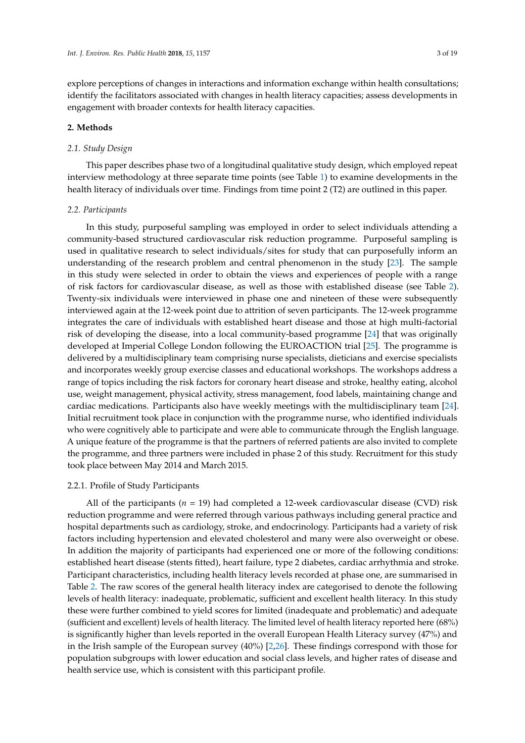explore perceptions of changes in interactions and information exchange within health consultations; identify the facilitators associated with changes in health literacy capacities; assess developments in engagement with broader contexts for health literacy capacities.

## 2. Methods

### *2.1. Study Design*

This paper describes phase two of a longitudinal qualitative study design, which employed repeat interview methodology at three separate time points (see Table 1) to examine developments in the health literacy of individuals over time. Findings from time point 2 (T2) are outlined in this paper.

### *2.2. Participants*

In this study, purposeful sampling was employed in order to select individuals attending a community-based structured cardiovascular risk reduction programme. Purposeful sampling is used in qualitative research to select individuals/sites for study that can purposefully inform an understanding of the research problem and central phenomenon in the study [23]. The sample in this study were selected in order to obtain the views and experiences of people with a range of risk factors for cardiovascular disease, as well as those with established disease (see Table 2). Twenty-six individuals were interviewed in phase one and nineteen of these were subsequently interviewed again at the 12-week point due to attrition of seven participants. The 12-week programme integrates the care of individuals with established heart disease and those at high multi-factorial risk of developing the disease, into a local community-based programme [24] that was originally developed at Imperial College London following the EUROACTION trial [25]. The programme is delivered by a multidisciplinary team comprising nurse specialists, dieticians and exercise specialists and incorporates weekly group exercise classes and educational workshops. The workshops address a range of topics including the risk factors for coronary heart disease and stroke, healthy eating, alcohol use, weight management, physical activity, stress management, food labels, maintaining change and cardiac medications. Participants also have weekly meetings with the multidisciplinary team [24]. Initial recruitment took place in conjunction with the programme nurse, who identified individuals who were cognitively able to participate and were able to communicate through the English language. A unique feature of the programme is that the partners of referred patients are also invited to complete the programme, and three partners were included in phase 2 of this study. Recruitment for this study took place between May 2014 and March 2015.

#### 2.2.1. Profile of Study Participants

All of the participants ($n$ = 19) had completed a 12-week cardiovascular disease (CVD) risk reduction programme and were referred through various pathways including general practice and hospital departments such as cardiology, stroke, and endocrinology. Participants had a variety of risk factors including hypertension and elevated cholesterol and many were also overweight or obese. In addition the majority of participants had experienced one or more of the following conditions: established heart disease (stents fitted), heart failure, type 2 diabetes, cardiac arrhythmia and stroke. Participant characteristics, including health literacy levels recorded at phase one, are summarised in Table 2. The raw scores of the general health literacy index are categorised to denote the following levels of health literacy: inadequate, problematic, sufficient and excellent health literacy. In this study these were further combined to yield scores for limited (inadequate and problematic) and adequate (sufficient and excellent) levels of health literacy. The limited level of health literacy reported here (68%) is significantly higher than levels reported in the overall European Health Literacy survey (47%) and in the Irish sample of the European survey (40%) [2,26]. These findings correspond with those for population subgroups with lower education and social class levels, and higher rates of disease and health service use, which is consistent with this participant profile.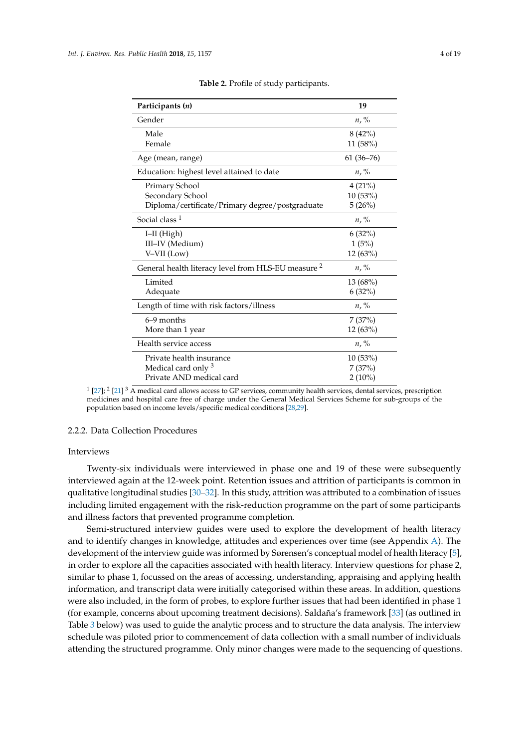**Table 2.** Profile of study participants.

| **Participants (*n*)** | **19** |
|---|---|
| Gender | *n*, % |
| Male | 8 (42%) |
| Female | 11 (58%) |
| Age (mean, range) | 61 (36–76) |
| Education: highest level attained to date | *n*, % |
| Primary School | 4 (21%) |
| Secondary School | 10 (53%) |
| Diploma/certificate/Primary degree/postgraduate | 5 (26%) |
| Social class [1] | *n*, % |
| I–II (High) | 6 (32%) |
| III–IV (Medium) | 1 (5%) |
| V–VII (Low) | 12 (63%) |
| General health literacy level from HLS-EU measure [2] | *n*, % |
| Limited | 13 (68%) |
| Adequate | 6 (32%) |
| Length of time with risk factors/illness | *n*, % |
| 6–9 months | 7 (37%) |
| More than 1 year | 12 (63%) |
| Health service access | *n*, % |
| Private health insurance | 10 (53%) |
| Medical card only [3] | 7 (37%) |
| Private AND medical card | 2 (10%) |

[1] [27]; [2] [21] [3] A medical card allows access to GP services, community health services, dental services, prescription medicines and hospital care free of charge under the General Medical Services Scheme for sub-groups of the population based on income levels/specific medical conditions [28,29].

#### 2.2.2. Data Collection Procedures

Interviews

Twenty-six individuals were interviewed in phase one and 19 of these were subsequently interviewed again at the 12-week point. Retention issues and attrition of participants is common in qualitative longitudinal studies [30–32]. In this study, attrition was attributed to a combination of issues including limited engagement with the risk-reduction programme on the part of some participants and illness factors that prevented programme completion.

Semi-structured interview guides were used to explore the development of health literacy and to identify changes in knowledge, attitudes and experiences over time (see Appendix A). The development of the interview guide was informed by Sørensen's conceptual model of health literacy [5], in order to explore all the capacities associated with health literacy. Interview questions for phase 2, similar to phase 1, focussed on the areas of accessing, understanding, appraising and applying health information, and transcript data were initially categorised within these areas. In addition, questions were also included, in the form of probes, to explore further issues that had been identified in phase 1 (for example, concerns about upcoming treatment decisions). Saldaña's framework [33] (as outlined in Table 3 below) was used to guide the analytic process and to structure the data analysis. The interview schedule was piloted prior to commencement of data collection with a small number of individuals attending the structured programme. Only minor changes were made to the sequencing of questions.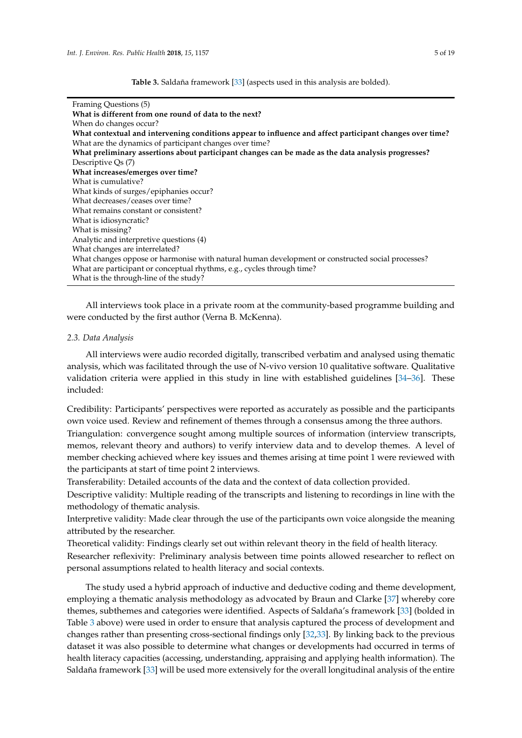**Table 3.** Saldaña framework [33] (aspects used in this analysis are bolded).

| |
|---|
| Framing Questions (5) |
| **What is different from one round of data to the next?** |
| When do changes occur? |
| **What contextual and intervening conditions appear to influence and affect participant changes over time?** |
| What are the dynamics of participant changes over time? |
| **What preliminary assertions about participant changes can be made as the data analysis progresses?** |
| Descriptive Qs (7) |
| **What increases/emerges over time?** |
| What is cumulative? |
| What kinds of surges/epiphanies occur? |
| What decreases/ceases over time? |
| What remains constant or consistent? |
| What is idiosyncratic? |
| What is missing? |
| Analytic and interpretive questions (4) |
| What changes are interrelated? |
| What changes oppose or harmonise with natural human development or constructed social processes? |
| What are participant or conceptual rhythms, e.g., cycles through time? |
| What is the through-line of the study? |

All interviews took place in a private room at the community-based programme building and were conducted by the first author (Verna B. McKenna).

### *2.3. Data Analysis*

All interviews were audio recorded digitally, transcribed verbatim and analysed using thematic analysis, which was facilitated through the use of N-vivo version 10 qualitative software. Qualitative validation criteria were applied in this study in line with established guidelines [34–36]. These included:

Credibility: Participants' perspectives were reported as accurately as possible and the participants own voice used. Review and refinement of themes through a consensus among the three authors.

Triangulation: convergence sought among multiple sources of information (interview transcripts, memos, relevant theory and authors) to verify interview data and to develop themes. A level of member checking achieved where key issues and themes arising at time point 1 were reviewed with the participants at start of time point 2 interviews.

Transferability: Detailed accounts of the data and the context of data collection provided.

Descriptive validity: Multiple reading of the transcripts and listening to recordings in line with the methodology of thematic analysis.

Interpretive validity: Made clear through the use of the participants own voice alongside the meaning attributed by the researcher.

Theoretical validity: Findings clearly set out within relevant theory in the field of health literacy.

Researcher reflexivity: Preliminary analysis between time points allowed researcher to reflect on personal assumptions related to health literacy and social contexts.

The study used a hybrid approach of inductive and deductive coding and theme development, employing a thematic analysis methodology as advocated by Braun and Clarke [37] whereby core themes, subthemes and categories were identified. Aspects of Saldaña's framework [33] (bolded in Table 3 above) were used in order to ensure that analysis captured the process of development and changes rather than presenting cross-sectional findings only [32,33]. By linking back to the previous dataset it was also possible to determine what changes or developments had occurred in terms of health literacy capacities (accessing, understanding, appraising and applying health information). The Saldaña framework [33] will be used more extensively for the overall longitudinal analysis of the entire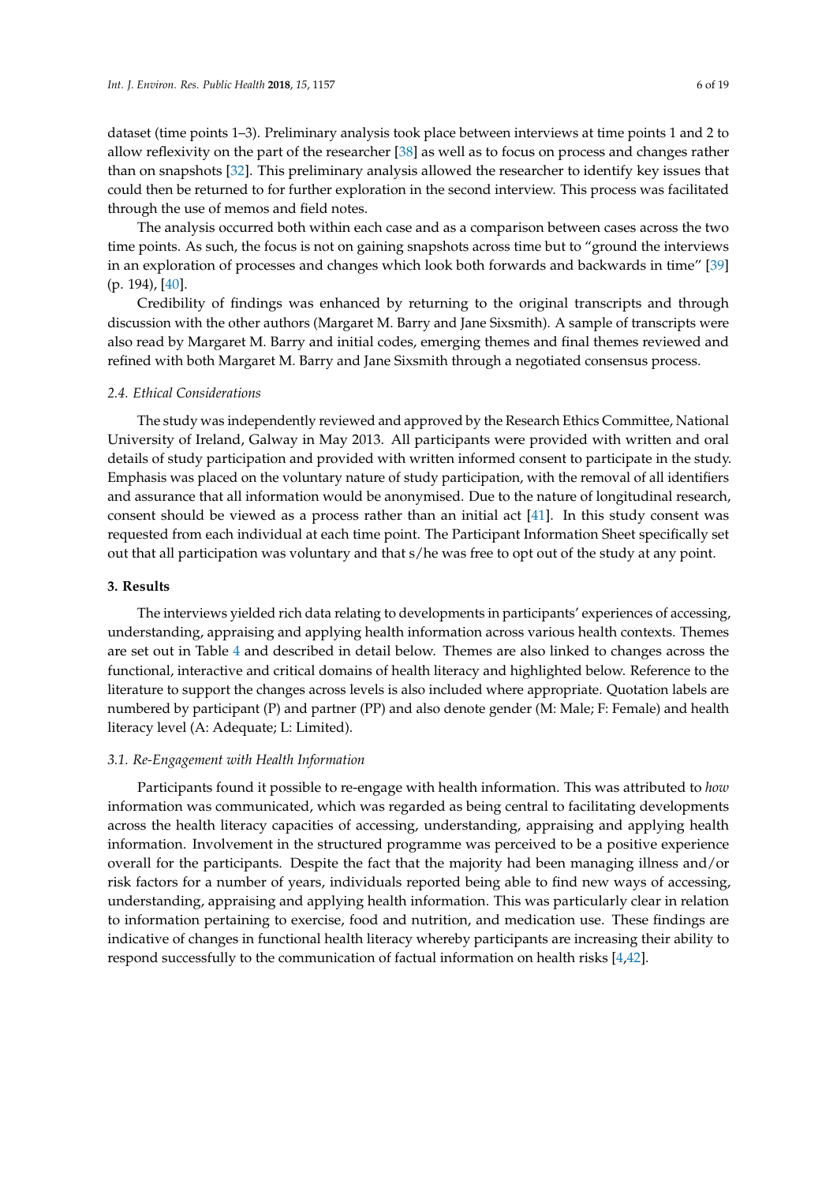dataset (time points 1–3). Preliminary analysis took place between interviews at time points 1 and 2 to allow reflexivity on the part of the researcher [38] as well as to focus on process and changes rather than on snapshots [32]. This preliminary analysis allowed the researcher to identify key issues that could then be returned to for further exploration in the second interview. This process was facilitated through the use of memos and field notes.

The analysis occurred both within each case and as a comparison between cases across the two time points. As such, the focus is not on gaining snapshots across time but to "ground the interviews in an exploration of processes and changes which look both forwards and backwards in time" [39] (p. 194), [40].

Credibility of findings was enhanced by returning to the original transcripts and through discussion with the other authors (Margaret M. Barry and Jane Sixsmith). A sample of transcripts were also read by Margaret M. Barry and initial codes, emerging themes and final themes reviewed and refined with both Margaret M. Barry and Jane Sixsmith through a negotiated consensus process.

### *2.4. Ethical Considerations*

The study was independently reviewed and approved by the Research Ethics Committee, National University of Ireland, Galway in May 2013. All participants were provided with written and oral details of study participation and provided with written informed consent to participate in the study. Emphasis was placed on the voluntary nature of study participation, with the removal of all identifiers and assurance that all information would be anonymised. Due to the nature of longitudinal research, consent should be viewed as a process rather than an initial act [41]. In this study consent was requested from each individual at each time point. The Participant Information Sheet specifically set out that all participation was voluntary and that s/he was free to opt out of the study at any point.

## **3. Results**

The interviews yielded rich data relating to developments in participants' experiences of accessing, understanding, appraising and applying health information across various health contexts. Themes are set out in Table 4 and described in detail below. Themes are also linked to changes across the functional, interactive and critical domains of health literacy and highlighted below. Reference to the literature to support the changes across levels is also included where appropriate. Quotation labels are numbered by participant (P) and partner (PP) and also denote gender (M: Male; F: Female) and health literacy level (A: Adequate; L: Limited).

### *3.1. Re-Engagement with Health Information*

Participants found it possible to re-engage with health information. This was attributed to *how* information was communicated, which was regarded as being central to facilitating developments across the health literacy capacities of accessing, understanding, appraising and applying health information. Involvement in the structured programme was perceived to be a positive experience overall for the participants. Despite the fact that the majority had been managing illness and/or risk factors for a number of years, individuals reported being able to find new ways of accessing, understanding, appraising and applying health information. This was particularly clear in relation to information pertaining to exercise, food and nutrition, and medication use. These findings are indicative of changes in functional health literacy whereby participants are increasing their ability to respond successfully to the communication of factual information on health risks [4,42].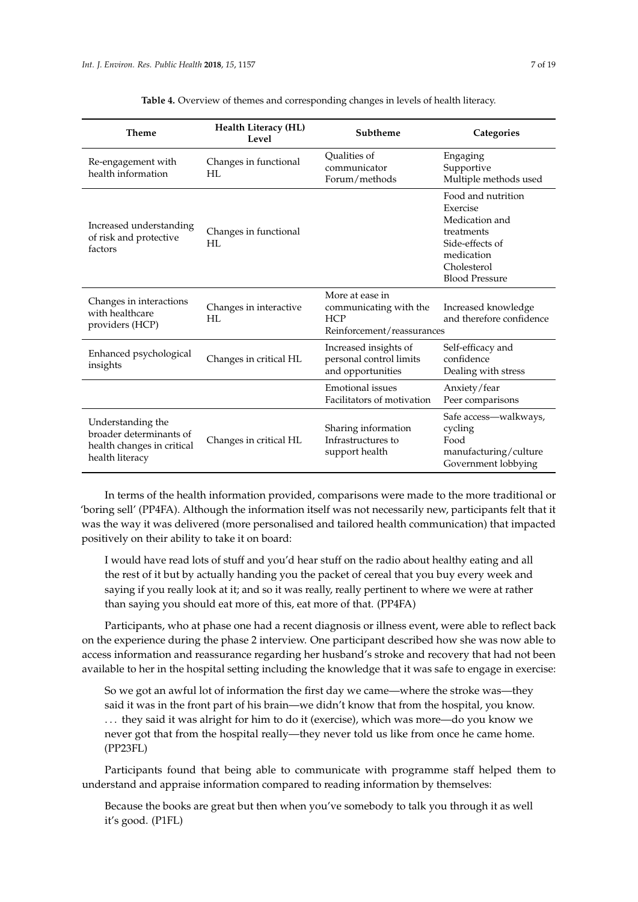**Table 4.** Overview of themes and corresponding changes in levels of health literacy.

| Theme | Health Literacy (HL) Level | Subtheme | Categories |
|---|---|---|---|
| Re-engagement with health information | Changes in functional HL | Qualities of communicator<br>Forum/methods | Engaging<br>Supportive<br>Multiple methods used |
| Increased understanding of risk and protective factors | Changes in functional HL | | Food and nutrition<br>Exercise<br>Medication and treatments<br>Side-effects of medication<br>Cholesterol<br>Blood Pressure |
| Changes in interactions with healthcare providers (HCP) | Changes in interactive HL | More at ease in communicating with the HCP<br>Reinforcement/reassurances | Increased knowledge and therefore confidence |
| Enhanced psychological insights | Changes in critical HL | Increased insights of personal control limits and opportunities | Self-efficacy and confidence<br>Dealing with stress |
| | | Emotional issues<br>Facilitators of motivation | Anxiety/fear<br>Peer comparisons |
| Understanding the broader determinants of health changes in critical health literacy | Changes in critical HL | Sharing information<br>Infrastructures to support health | Safe access—walkways, cycling<br>Food manufacturing/culture<br>Government lobbying |

In terms of the health information provided, comparisons were made to the more traditional or 'boring sell' (PP4FA). Although the information itself was not necessarily new, participants felt that it was the way it was delivered (more personalised and tailored health communication) that impacted positively on their ability to take it on board:

> I would have read lots of stuff and you'd hear stuff on the radio about healthy eating and all the rest of it but by actually handing you the packet of cereal that you buy every week and saying if you really look at it; and so it was really, really pertinent to where we were at rather than saying you should eat more of this, eat more of that. (PP4FA)

Participants, who at phase one had a recent diagnosis or illness event, were able to reflect back on the experience during the phase 2 interview. One participant described how she was now able to access information and reassurance regarding her husband's stroke and recovery that had not been available to her in the hospital setting including the knowledge that it was safe to engage in exercise:

> So we got an awful lot of information the first day we came—where the stroke was—they said it was in the front part of his brain—we didn't know that from the hospital, you know. ... they said it was alright for him to do it (exercise), which was more—do you know we never got that from the hospital really—they never told us like from once he came home. (PP23FL)

Participants found that being able to communicate with programme staff helped them to understand and appraise information compared to reading information by themselves:

> Because the books are great but then when you've somebody to talk you through it as well it's good. (P1FL)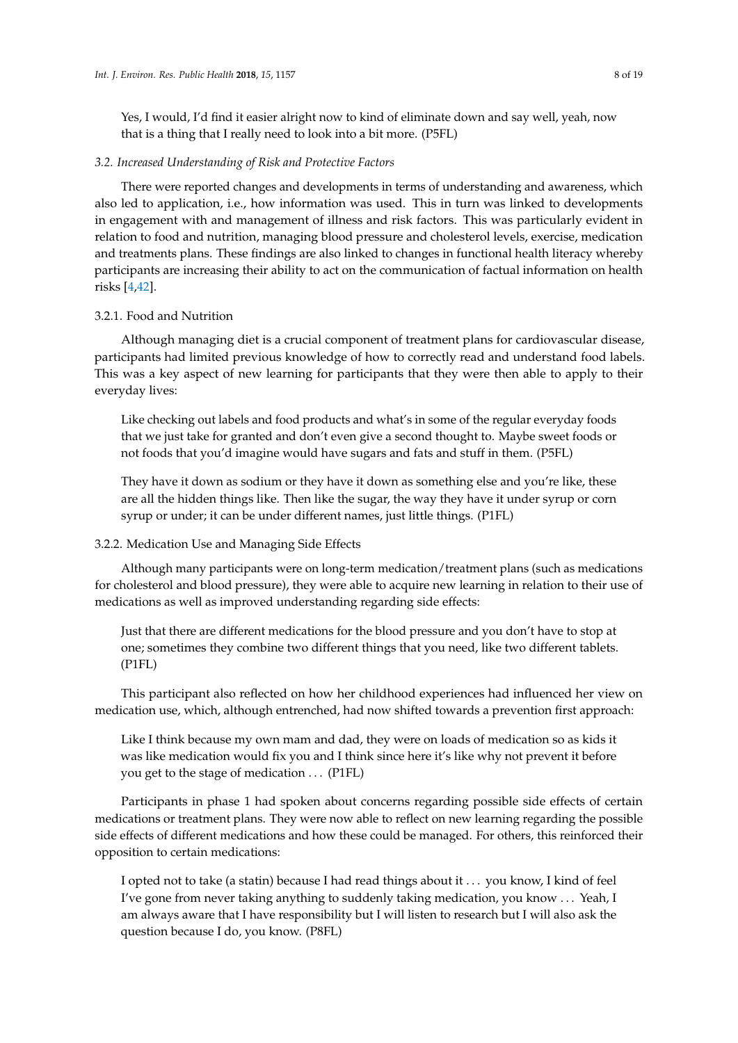Yes, I would, I'd find it easier alright now to kind of eliminate down and say well, yeah, now that is a thing that I really need to look into a bit more. (P5FL)

### *3.2. Increased Understanding of Risk and Protective Factors*

There were reported changes and developments in terms of understanding and awareness, which also led to application, i.e., how information was used. This in turn was linked to developments in engagement with and management of illness and risk factors. This was particularly evident in relation to food and nutrition, managing blood pressure and cholesterol levels, exercise, medication and treatments plans. These findings are also linked to changes in functional health literacy whereby participants are increasing their ability to act on the communication of factual information on health risks [4,42].

#### 3.2.1. Food and Nutrition

Although managing diet is a crucial component of treatment plans for cardiovascular disease, participants had limited previous knowledge of how to correctly read and understand food labels. This was a key aspect of new learning for participants that they were then able to apply to their everyday lives:

> Like checking out labels and food products and what's in some of the regular everyday foods that we just take for granted and don't even give a second thought to. Maybe sweet foods or not foods that you'd imagine would have sugars and fats and stuff in them. (P5FL)

> They have it down as sodium or they have it down as something else and you're like, these are all the hidden things like. Then like the sugar, the way they have it under syrup or corn syrup or under; it can be under different names, just little things. (P1FL)

#### 3.2.2. Medication Use and Managing Side Effects

Although many participants were on long-term medication/treatment plans (such as medications for cholesterol and blood pressure), they were able to acquire new learning in relation to their use of medications as well as improved understanding regarding side effects:

> Just that there are different medications for the blood pressure and you don't have to stop at one; sometimes they combine two different things that you need, like two different tablets. (P1FL)

This participant also reflected on how her childhood experiences had influenced her view on medication use, which, although entrenched, had now shifted towards a prevention first approach:

> Like I think because my own mam and dad, they were on loads of medication so as kids it was like medication would fix you and I think since here it's like why not prevent it before you get to the stage of medication . . . (P1FL)

Participants in phase 1 had spoken about concerns regarding possible side effects of certain medications or treatment plans. They were now able to reflect on new learning regarding the possible side effects of different medications and how these could be managed. For others, this reinforced their opposition to certain medications:

> I opted not to take (a statin) because I had read things about it . . . you know, I kind of feel I've gone from never taking anything to suddenly taking medication, you know . . . Yeah, I am always aware that I have responsibility but I will listen to research but I will also ask the question because I do, you know. (P8FL)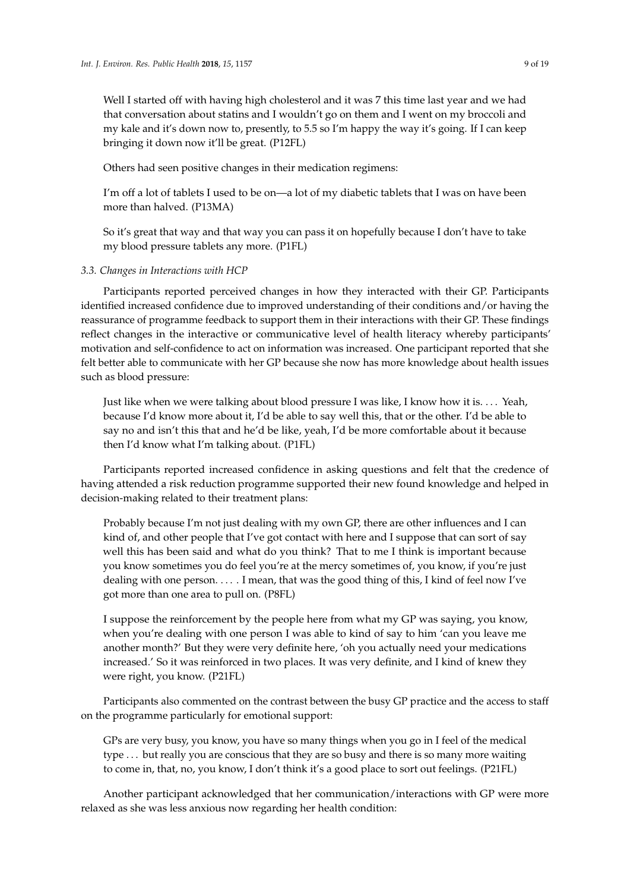> Well I started off with having high cholesterol and it was 7 this time last year and we had that conversation about statins and I wouldn't go on them and I went on my broccoli and my kale and it's down now to, presently, to 5.5 so I'm happy the way it's going. If I can keep bringing it down now it'll be great. (P12FL)

Others had seen positive changes in their medication regimens:

> I'm off a lot of tablets I used to be on—a lot of my diabetic tablets that I was on have been more than halved. (P13MA)

> So it's great that way and that way you can pass it on hopefully because I don't have to take my blood pressure tablets any more. (P1FL)

### *3.3. Changes in Interactions with HCP*

Participants reported perceived changes in how they interacted with their GP. Participants identified increased confidence due to improved understanding of their conditions and/or having the reassurance of programme feedback to support them in their interactions with their GP. These findings reflect changes in the interactive or communicative level of health literacy whereby participants' motivation and self-confidence to act on information was increased. One participant reported that she felt better able to communicate with her GP because she now has more knowledge about health issues such as blood pressure:

> Just like when we were talking about blood pressure I was like, I know how it is. . . . Yeah, because I'd know more about it, I'd be able to say well this, that or the other. I'd be able to say no and isn't this that and he'd be like, yeah, I'd be more comfortable about it because then I'd know what I'm talking about. (P1FL)

Participants reported increased confidence in asking questions and felt that the credence of having attended a risk reduction programme supported their new found knowledge and helped in decision-making related to their treatment plans:

> Probably because I'm not just dealing with my own GP, there are other influences and I can kind of, and other people that I've got contact with here and I suppose that can sort of say well this has been said and what do you think? That to me I think is important because you know sometimes you do feel you're at the mercy sometimes of, you know, if you're just dealing with one person. . . . . I mean, that was the good thing of this, I kind of feel now I've got more than one area to pull on. (P8FL)

> I suppose the reinforcement by the people here from what my GP was saying, you know, when you're dealing with one person I was able to kind of say to him 'can you leave me another month?' But they were very definite here, 'oh you actually need your medications increased.' So it was reinforced in two places. It was very definite, and I kind of knew they were right, you know. (P21FL)

Participants also commented on the contrast between the busy GP practice and the access to staff on the programme particularly for emotional support:

> GPs are very busy, you know, you have so many things when you go in I feel of the medical type . . . but really you are conscious that they are so busy and there is so many more waiting to come in, that, no, you know, I don't think it's a good place to sort out feelings. (P21FL)

Another participant acknowledged that her communication/interactions with GP were more relaxed as she was less anxious now regarding her health condition: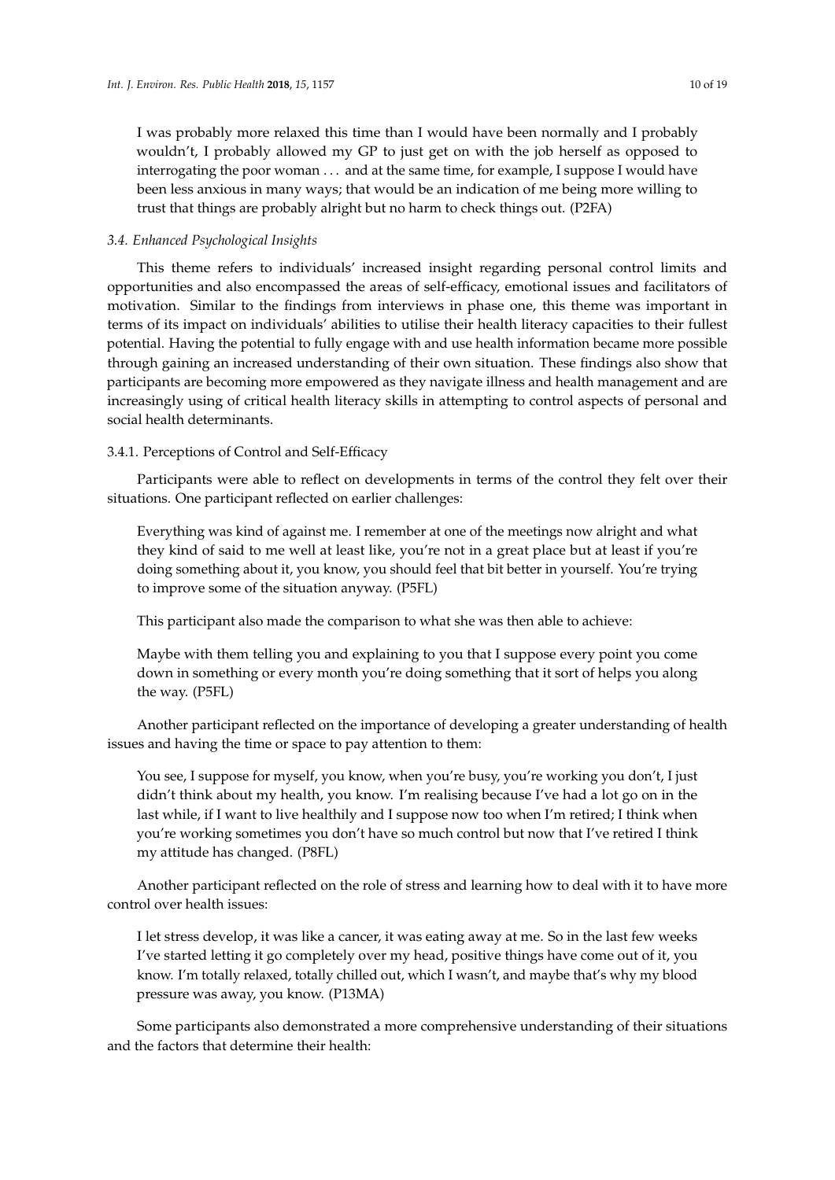> I was probably more relaxed this time than I would have been normally and I probably wouldn't, I probably allowed my GP to just get on with the job herself as opposed to interrogating the poor woman . . . and at the same time, for example, I suppose I would have been less anxious in many ways; that would be an indication of me being more willing to trust that things are probably alright but no harm to check things out. (P2FA)

### *3.4. Enhanced Psychological Insights*

This theme refers to individuals' increased insight regarding personal control limits and opportunities and also encompassed the areas of self-efficacy, emotional issues and facilitators of motivation. Similar to the findings from interviews in phase one, this theme was important in terms of its impact on individuals' abilities to utilise their health literacy capacities to their fullest potential. Having the potential to fully engage with and use health information became more possible through gaining an increased understanding of their own situation. These findings also show that participants are becoming more empowered as they navigate illness and health management and are increasingly using of critical health literacy skills in attempting to control aspects of personal and social health determinants.

#### 3.4.1. Perceptions of Control and Self-Efficacy

Participants were able to reflect on developments in terms of the control they felt over their situations. One participant reflected on earlier challenges:

> Everything was kind of against me. I remember at one of the meetings now alright and what they kind of said to me well at least like, you're not in a great place but at least if you're doing something about it, you know, you should feel that bit better in yourself. You're trying to improve some of the situation anyway. (P5FL)

This participant also made the comparison to what she was then able to achieve:

> Maybe with them telling you and explaining to you that I suppose every point you come down in something or every month you're doing something that it sort of helps you along the way. (P5FL)

Another participant reflected on the importance of developing a greater understanding of health issues and having the time or space to pay attention to them:

> You see, I suppose for myself, you know, when you're busy, you're working you don't, I just didn't think about my health, you know. I'm realising because I've had a lot go on in the last while, if I want to live healthily and I suppose now too when I'm retired; I think when you're working sometimes you don't have so much control but now that I've retired I think my attitude has changed. (P8FL)

Another participant reflected on the role of stress and learning how to deal with it to have more control over health issues:

> I let stress develop, it was like a cancer, it was eating away at me. So in the last few weeks I've started letting it go completely over my head, positive things have come out of it, you know. I'm totally relaxed, totally chilled out, which I wasn't, and maybe that's why my blood pressure was away, you know. (P13MA)

Some participants also demonstrated a more comprehensive understanding of their situations and the factors that determine their health: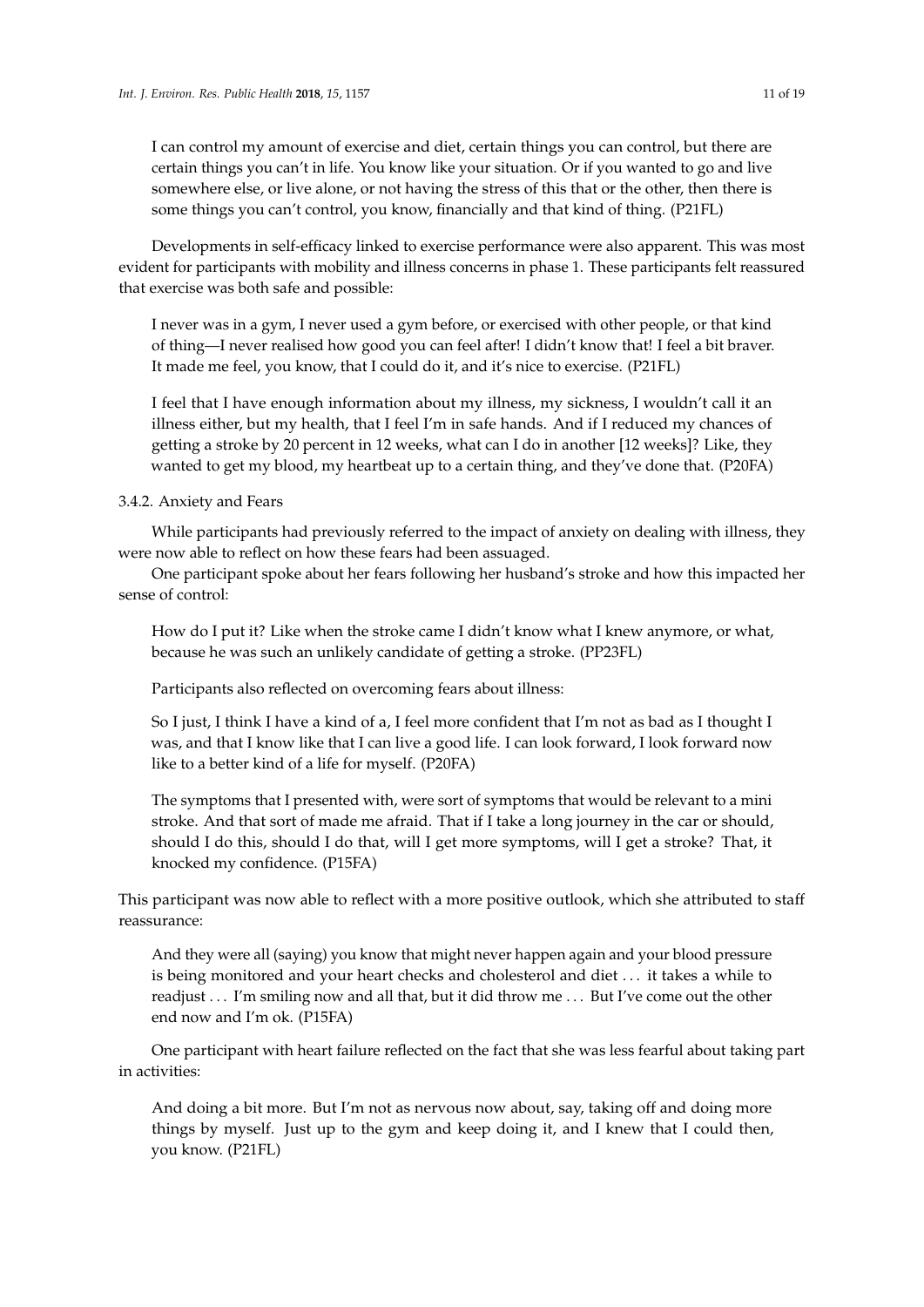> I can control my amount of exercise and diet, certain things you can control, but there are certain things you can't in life. You know like your situation. Or if you wanted to go and live somewhere else, or live alone, or not having the stress of this that or the other, then there is some things you can't control, you know, financially and that kind of thing. (P21FL)

Developments in self-efficacy linked to exercise performance were also apparent. This was most evident for participants with mobility and illness concerns in phase 1. These participants felt reassured that exercise was both safe and possible:

> I never was in a gym, I never used a gym before, or exercised with other people, or that kind of thing—I never realised how good you can feel after! I didn't know that! I feel a bit braver. It made me feel, you know, that I could do it, and it's nice to exercise. (P21FL)

> I feel that I have enough information about my illness, my sickness, I wouldn't call it an illness either, but my health, that I feel I'm in safe hands. And if I reduced my chances of getting a stroke by 20 percent in 12 weeks, what can I do in another [12 weeks]? Like, they wanted to get my blood, my heartbeat up to a certain thing, and they've done that. (P20FA)

#### 3.4.2. Anxiety and Fears

While participants had previously referred to the impact of anxiety on dealing with illness, they were now able to reflect on how these fears had been assuaged.

One participant spoke about her fears following her husband's stroke and how this impacted her sense of control:

> How do I put it? Like when the stroke came I didn't know what I knew anymore, or what, because he was such an unlikely candidate of getting a stroke. (PP23FL)

Participants also reflected on overcoming fears about illness:

> So I just, I think I have a kind of a, I feel more confident that I'm not as bad as I thought I was, and that I know like that I can live a good life. I can look forward, I look forward now like to a better kind of a life for myself. (P20FA)

> The symptoms that I presented with, were sort of symptoms that would be relevant to a mini stroke. And that sort of made me afraid. That if I take a long journey in the car or should, should I do this, should I do that, will I get more symptoms, will I get a stroke? That, it knocked my confidence. (P15FA)

This participant was now able to reflect with a more positive outlook, which she attributed to staff reassurance:

> And they were all (saying) you know that might never happen again and your blood pressure is being monitored and your heart checks and cholesterol and diet ... it takes a while to readjust ... I'm smiling now and all that, but it did throw me ... But I've come out the other end now and I'm ok. (P15FA)

One participant with heart failure reflected on the fact that she was less fearful about taking part in activities:

> And doing a bit more. But I'm not as nervous now about, say, taking off and doing more things by myself. Just up to the gym and keep doing it, and I knew that I could then, you know. (P21FL)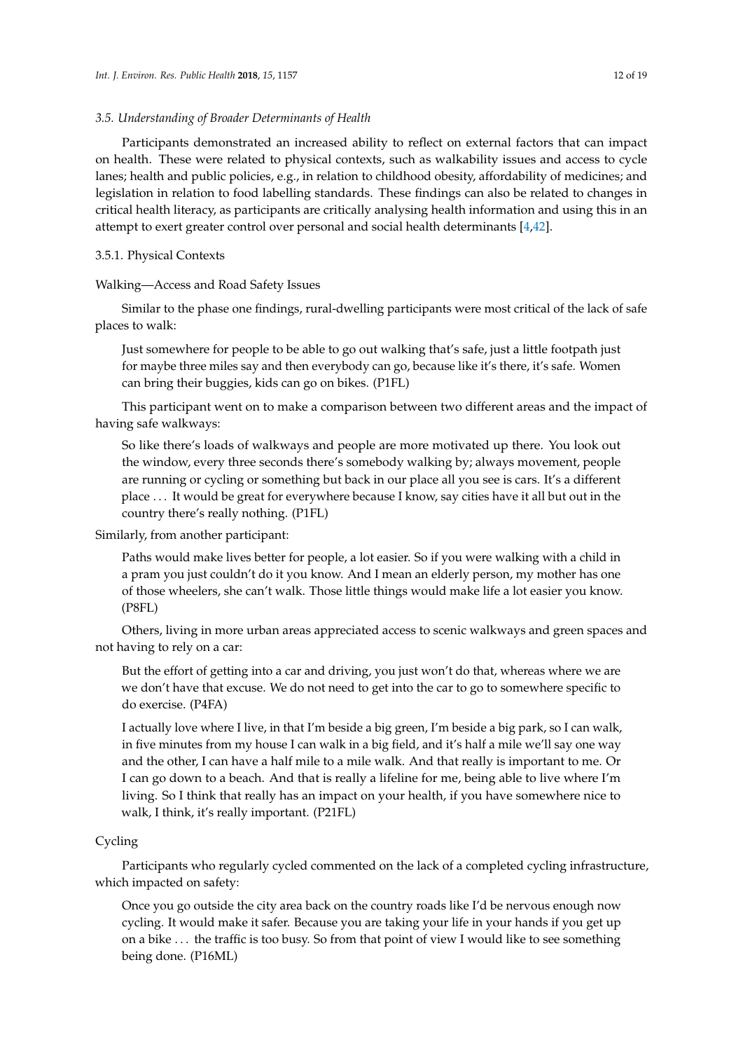### *3.5. Understanding of Broader Determinants of Health*

Participants demonstrated an increased ability to reflect on external factors that can impact on health. These were related to physical contexts, such as walkability issues and access to cycle lanes; health and public policies, e.g., in relation to childhood obesity, affordability of medicines; and legislation in relation to food labelling standards. These findings can also be related to changes in critical health literacy, as participants are critically analysing health information and using this in an attempt to exert greater control over personal and social health determinants [4,42].

#### 3.5.1. Physical Contexts

##### Walking—Access and Road Safety Issues

Similar to the phase one findings, rural-dwelling participants were most critical of the lack of safe places to walk:

> Just somewhere for people to be able to go out walking that's safe, just a little footpath just for maybe three miles say and then everybody can go, because like it's there, it's safe. Women can bring their buggies, kids can go on bikes. (P1FL)

This participant went on to make a comparison between two different areas and the impact of having safe walkways:

> So like there's loads of walkways and people are more motivated up there. You look out the window, every three seconds there's somebody walking by; always movement, people are running or cycling or something but back in our place all you see is cars. It's a different place . . . It would be great for everywhere because I know, say cities have it all but out in the country there's really nothing. (P1FL)

Similarly, from another participant:

> Paths would make lives better for people, a lot easier. So if you were walking with a child in a pram you just couldn't do it you know. And I mean an elderly person, my mother has one of those wheelers, she can't walk. Those little things would make life a lot easier you know. (P8FL)

Others, living in more urban areas appreciated access to scenic walkways and green spaces and not having to rely on a car:

> But the effort of getting into a car and driving, you just won't do that, whereas where we are we don't have that excuse. We do not need to get into the car to go to somewhere specific to do exercise. (P4FA)

> I actually love where I live, in that I'm beside a big green, I'm beside a big park, so I can walk, in five minutes from my house I can walk in a big field, and it's half a mile we'll say one way and the other, I can have a half mile to a mile walk. And that really is important to me. Or I can go down to a beach. And that is really a lifeline for me, being able to live where I'm living. So I think that really has an impact on your health, if you have somewhere nice to walk, I think, it's really important. (P21FL)

##### Cycling

Participants who regularly cycled commented on the lack of a completed cycling infrastructure, which impacted on safety:

> Once you go outside the city area back on the country roads like I'd be nervous enough now cycling. It would make it safer. Because you are taking your life in your hands if you get up on a bike . . . the traffic is too busy. So from that point of view I would like to see something being done. (P16ML)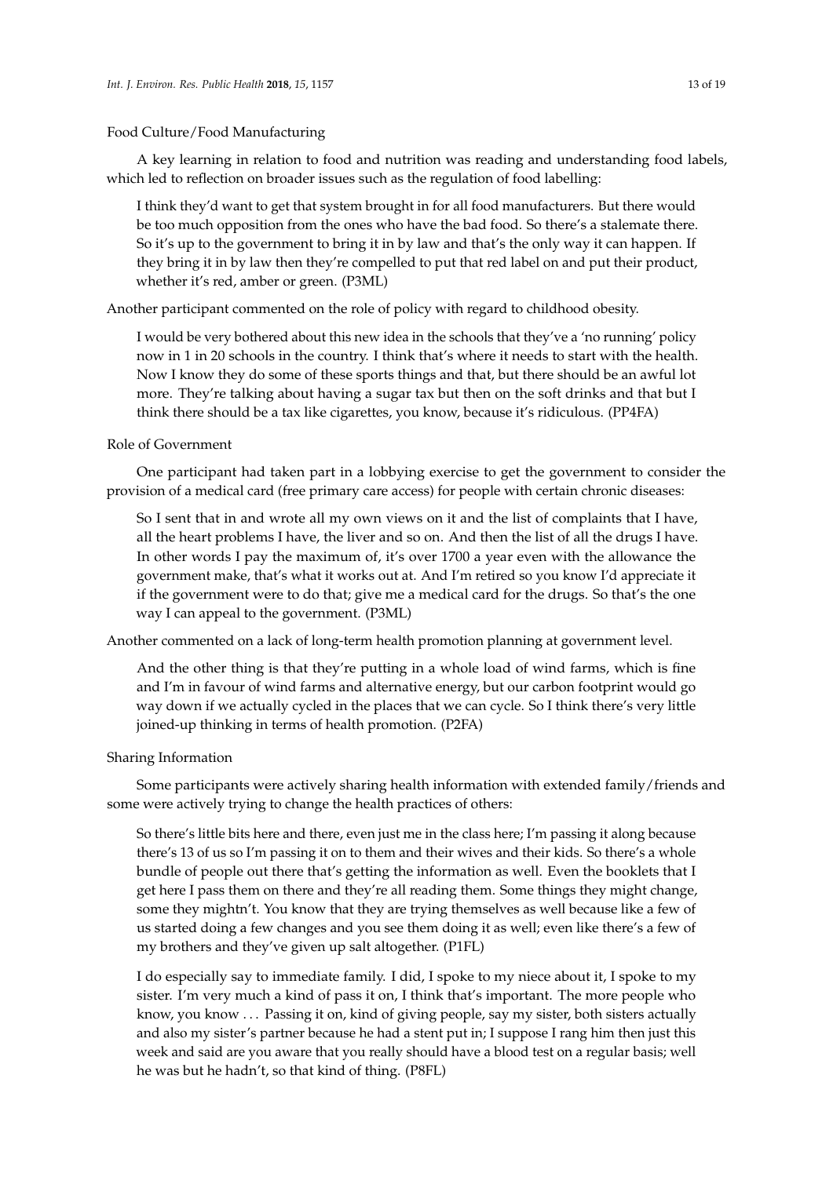Food Culture/Food Manufacturing

A key learning in relation to food and nutrition was reading and understanding food labels, which led to reflection on broader issues such as the regulation of food labelling:

> I think they'd want to get that system brought in for all food manufacturers. But there would be too much opposition from the ones who have the bad food. So there's a stalemate there. So it's up to the government to bring it in by law and that's the only way it can happen. If they bring it in by law then they're compelled to put that red label on and put their product, whether it's red, amber or green. (P3ML)

Another participant commented on the role of policy with regard to childhood obesity.

> I would be very bothered about this new idea in the schools that they've a 'no running' policy now in 1 in 20 schools in the country. I think that's where it needs to start with the health. Now I know they do some of these sports things and that, but there should be an awful lot more. They're talking about having a sugar tax but then on the soft drinks and that but I think there should be a tax like cigarettes, you know, because it's ridiculous. (PP4FA)

Role of Government

One participant had taken part in a lobbying exercise to get the government to consider the provision of a medical card (free primary care access) for people with certain chronic diseases:

> So I sent that in and wrote all my own views on it and the list of complaints that I have, all the heart problems I have, the liver and so on. And then the list of all the drugs I have. In other words I pay the maximum of, it's over 1700 a year even with the allowance the government make, that's what it works out at. And I'm retired so you know I'd appreciate it if the government were to do that; give me a medical card for the drugs. So that's the one way I can appeal to the government. (P3ML)

Another commented on a lack of long-term health promotion planning at government level.

> And the other thing is that they're putting in a whole load of wind farms, which is fine and I'm in favour of wind farms and alternative energy, but our carbon footprint would go way down if we actually cycled in the places that we can cycle. So I think there's very little joined-up thinking in terms of health promotion. (P2FA)

Sharing Information

Some participants were actively sharing health information with extended family/friends and some were actively trying to change the health practices of others:

> So there's little bits here and there, even just me in the class here; I'm passing it along because there's 13 of us so I'm passing it on to them and their wives and their kids. So there's a whole bundle of people out there that's getting the information as well. Even the booklets that I get here I pass them on there and they're all reading them. Some things they might change, some they mightn't. You know that they are trying themselves as well because like a few of us started doing a few changes and you see them doing it as well; even like there's a few of my brothers and they've given up salt altogether. (P1FL)

> I do especially say to immediate family. I did, I spoke to my niece about it, I spoke to my sister. I'm very much a kind of pass it on, I think that's important. The more people who know, you know . . . Passing it on, kind of giving people, say my sister, both sisters actually and also my sister's partner because he had a stent put in; I suppose I rang him then just this week and said are you aware that you really should have a blood test on a regular basis; well he was but he hadn't, so that kind of thing. (P8FL)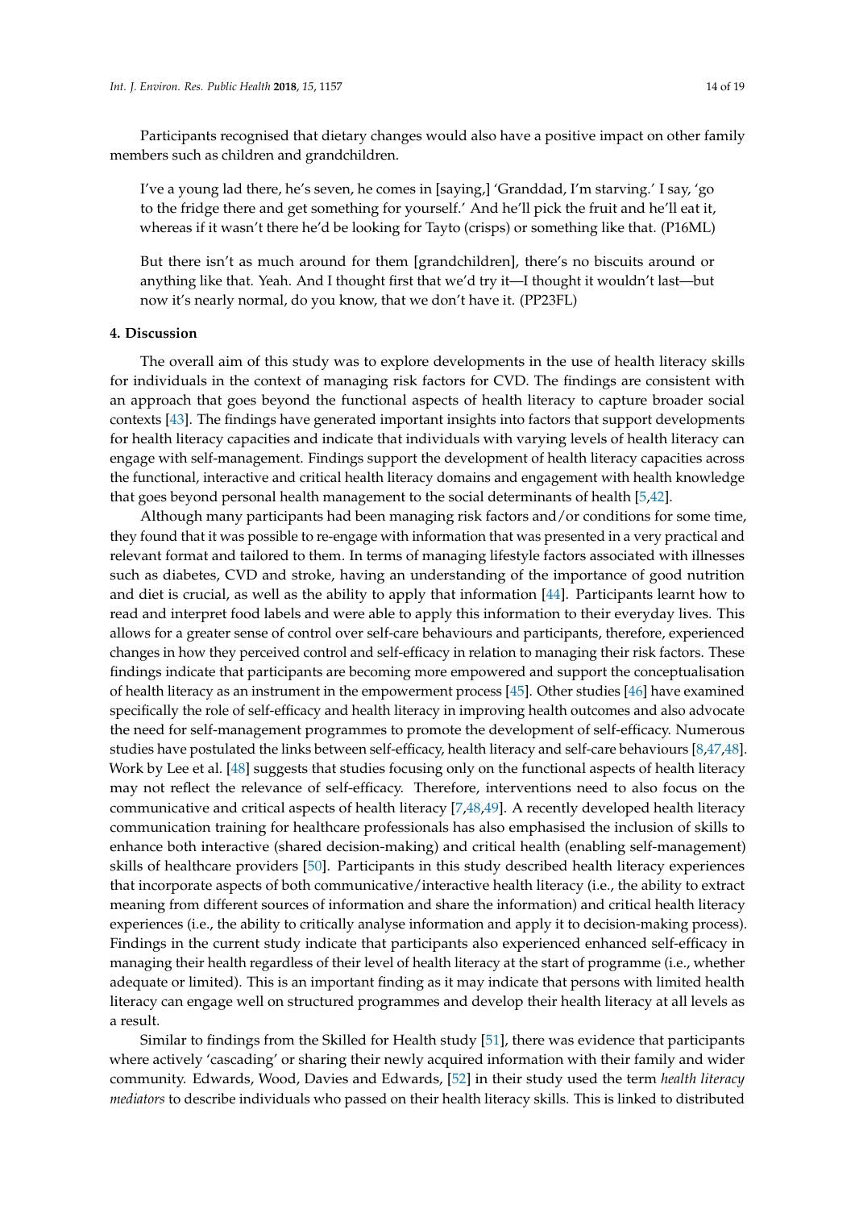Participants recognised that dietary changes would also have a positive impact on other family members such as children and grandchildren.

> I've a young lad there, he's seven, he comes in [saying,] 'Granddad, I'm starving.' I say, 'go to the fridge there and get something for yourself.' And he'll pick the fruit and he'll eat it, whereas if it wasn't there he'd be looking for Tayto (crisps) or something like that. (P16ML)

> But there isn't as much around for them [grandchildren], there's no biscuits around or anything like that. Yeah. And I thought first that we'd try it—I thought it wouldn't last—but now it's nearly normal, do you know, that we don't have it. (PP23FL)

## 4. Discussion

The overall aim of this study was to explore developments in the use of health literacy skills for individuals in the context of managing risk factors for CVD. The findings are consistent with an approach that goes beyond the functional aspects of health literacy to capture broader social contexts [43]. The findings have generated important insights into factors that support developments for health literacy capacities and indicate that individuals with varying levels of health literacy can engage with self-management. Findings support the development of health literacy capacities across the functional, interactive and critical health literacy domains and engagement with health knowledge that goes beyond personal health management to the social determinants of health [5,42].

Although many participants had been managing risk factors and/or conditions for some time, they found that it was possible to re-engage with information that was presented in a very practical and relevant format and tailored to them. In terms of managing lifestyle factors associated with illnesses such as diabetes, CVD and stroke, having an understanding of the importance of good nutrition and diet is crucial, as well as the ability to apply that information [44]. Participants learnt how to read and interpret food labels and were able to apply this information to their everyday lives. This allows for a greater sense of control over self-care behaviours and participants, therefore, experienced changes in how they perceived control and self-efficacy in relation to managing their risk factors. These findings indicate that participants are becoming more empowered and support the conceptualisation of health literacy as an instrument in the empowerment process [45]. Other studies [46] have examined specifically the role of self-efficacy and health literacy in improving health outcomes and also advocate the need for self-management programmes to promote the development of self-efficacy. Numerous studies have postulated the links between self-efficacy, health literacy and self-care behaviours [8,47,48]. Work by Lee et al. [48] suggests that studies focusing only on the functional aspects of health literacy may not reflect the relevance of self-efficacy. Therefore, interventions need to also focus on the communicative and critical aspects of health literacy [7,48,49]. A recently developed health literacy communication training for healthcare professionals has also emphasised the inclusion of skills to enhance both interactive (shared decision-making) and critical health (enabling self-management) skills of healthcare providers [50]. Participants in this study described health literacy experiences that incorporate aspects of both communicative/interactive health literacy (i.e., the ability to extract meaning from different sources of information and share the information) and critical health literacy experiences (i.e., the ability to critically analyse information and apply it to decision-making process). Findings in the current study indicate that participants also experienced enhanced self-efficacy in managing their health regardless of their level of health literacy at the start of programme (i.e., whether adequate or limited). This is an important finding as it may indicate that persons with limited health literacy can engage well on structured programmes and develop their health literacy at all levels as a result.

Similar to findings from the Skilled for Health study [51], there was evidence that participants where actively 'cascading' or sharing their newly acquired information with their family and wider community. Edwards, Wood, Davies and Edwards, [52] in their study used the term *health literacy mediators* to describe individuals who passed on their health literacy skills. This is linked to distributed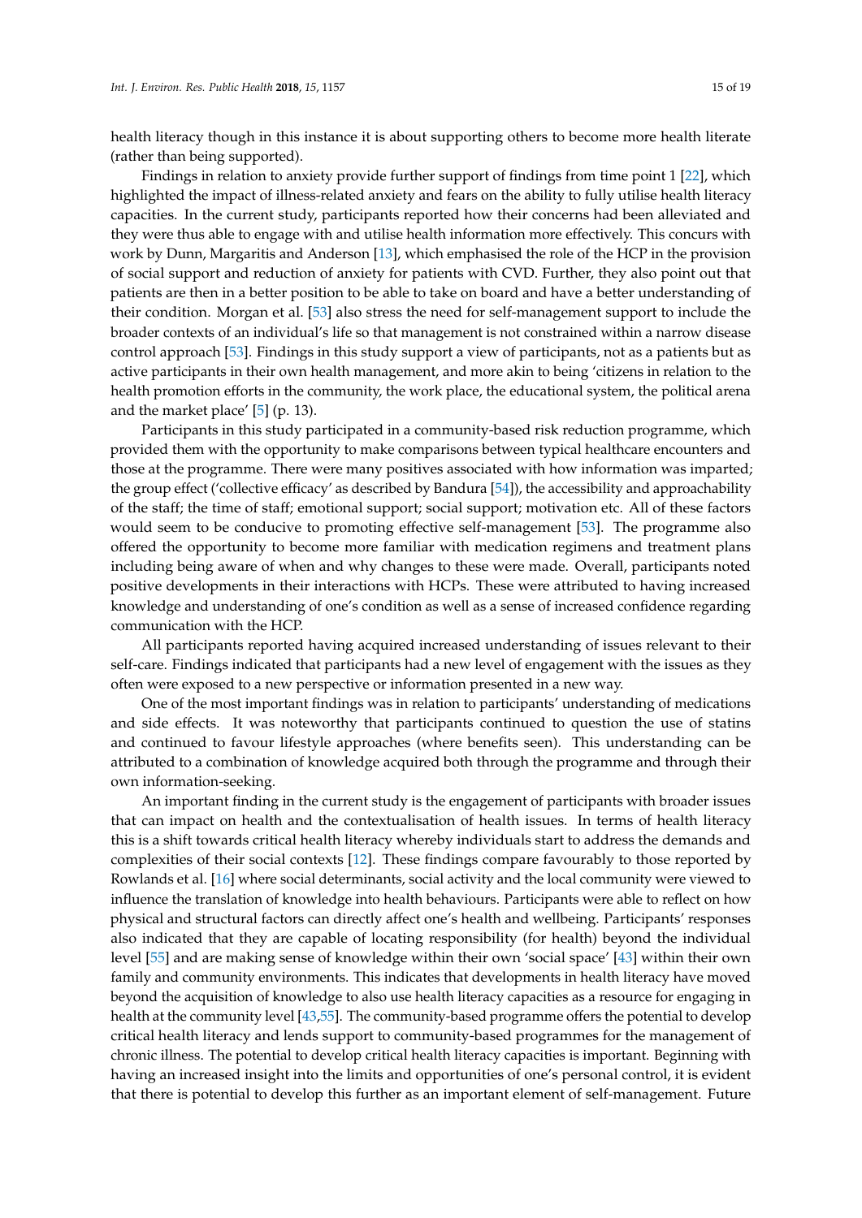health literacy though in this instance it is about supporting others to become more health literate (rather than being supported).

Findings in relation to anxiety provide further support of findings from time point 1 [22], which highlighted the impact of illness-related anxiety and fears on the ability to fully utilise health literacy capacities. In the current study, participants reported how their concerns had been alleviated and they were thus able to engage with and utilise health information more effectively. This concurs with work by Dunn, Margaritis and Anderson [13], which emphasised the role of the HCP in the provision of social support and reduction of anxiety for patients with CVD. Further, they also point out that patients are then in a better position to be able to take on board and have a better understanding of their condition. Morgan et al. [53] also stress the need for self-management support to include the broader contexts of an individual's life so that management is not constrained within a narrow disease control approach [53]. Findings in this study support a view of participants, not as a patients but as active participants in their own health management, and more akin to being 'citizens in relation to the health promotion efforts in the community, the work place, the educational system, the political arena and the market place' [5] (p. 13).

Participants in this study participated in a community-based risk reduction programme, which provided them with the opportunity to make comparisons between typical healthcare encounters and those at the programme. There were many positives associated with how information was imparted; the group effect ('collective efficacy' as described by Bandura [54]), the accessibility and approachability of the staff; the time of staff; emotional support; social support; motivation etc. All of these factors would seem to be conducive to promoting effective self-management [53]. The programme also offered the opportunity to become more familiar with medication regimens and treatment plans including being aware of when and why changes to these were made. Overall, participants noted positive developments in their interactions with HCPs. These were attributed to having increased knowledge and understanding of one's condition as well as a sense of increased confidence regarding communication with the HCP.

All participants reported having acquired increased understanding of issues relevant to their self-care. Findings indicated that participants had a new level of engagement with the issues as they often were exposed to a new perspective or information presented in a new way.

One of the most important findings was in relation to participants' understanding of medications and side effects. It was noteworthy that participants continued to question the use of statins and continued to favour lifestyle approaches (where benefits seen). This understanding can be attributed to a combination of knowledge acquired both through the programme and through their own information-seeking.

An important finding in the current study is the engagement of participants with broader issues that can impact on health and the contextualisation of health issues. In terms of health literacy this is a shift towards critical health literacy whereby individuals start to address the demands and complexities of their social contexts [12]. These findings compare favourably to those reported by Rowlands et al. [16] where social determinants, social activity and the local community were viewed to influence the translation of knowledge into health behaviours. Participants were able to reflect on how physical and structural factors can directly affect one's health and wellbeing. Participants' responses also indicated that they are capable of locating responsibility (for health) beyond the individual level [55] and are making sense of knowledge within their own 'social space' [43] within their own family and community environments. This indicates that developments in health literacy have moved beyond the acquisition of knowledge to also use health literacy capacities as a resource for engaging in health at the community level [43,55]. The community-based programme offers the potential to develop critical health literacy and lends support to community-based programmes for the management of chronic illness. The potential to develop critical health literacy capacities is important. Beginning with having an increased insight into the limits and opportunities of one's personal control, it is evident that there is potential to develop this further as an important element of self-management. Future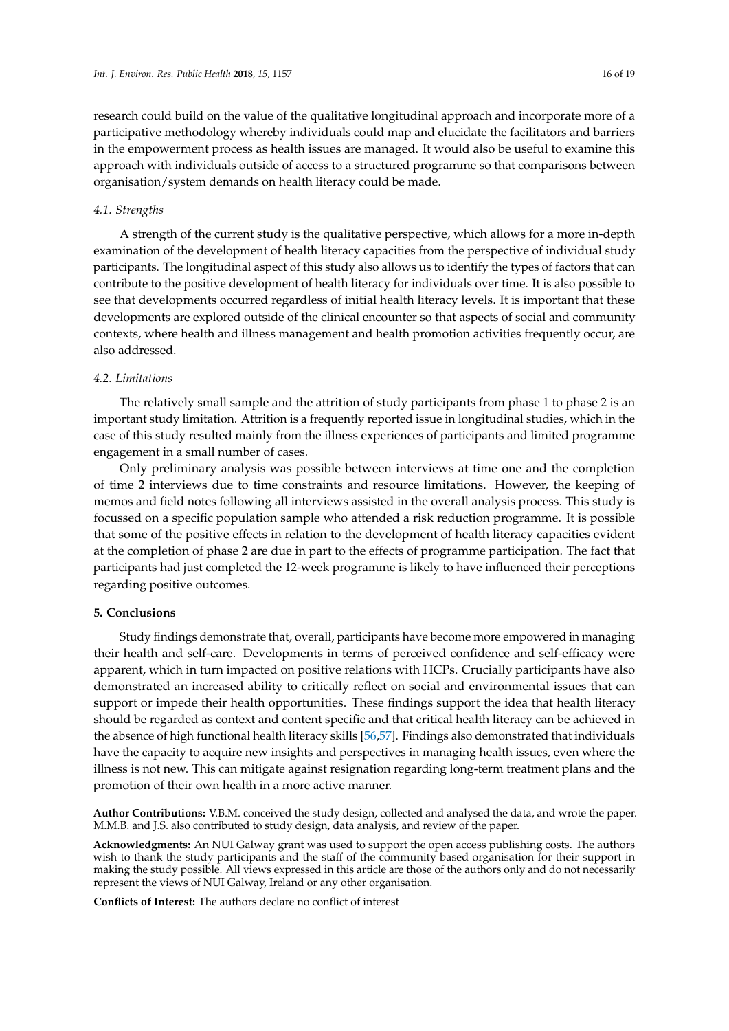research could build on the value of the qualitative longitudinal approach and incorporate more of a participative methodology whereby individuals could map and elucidate the facilitators and barriers in the empowerment process as health issues are managed. It would also be useful to examine this approach with individuals outside of access to a structured programme so that comparisons between organisation/system demands on health literacy could be made.

### *4.1. Strengths*

A strength of the current study is the qualitative perspective, which allows for a more in-depth examination of the development of health literacy capacities from the perspective of individual study participants. The longitudinal aspect of this study also allows us to identify the types of factors that can contribute to the positive development of health literacy for individuals over time. It is also possible to see that developments occurred regardless of initial health literacy levels. It is important that these developments are explored outside of the clinical encounter so that aspects of social and community contexts, where health and illness management and health promotion activities frequently occur, are also addressed.

### *4.2. Limitations*

The relatively small sample and the attrition of study participants from phase 1 to phase 2 is an important study limitation. Attrition is a frequently reported issue in longitudinal studies, which in the case of this study resulted mainly from the illness experiences of participants and limited programme engagement in a small number of cases.

Only preliminary analysis was possible between interviews at time one and the completion of time 2 interviews due to time constraints and resource limitations. However, the keeping of memos and field notes following all interviews assisted in the overall analysis process. This study is focussed on a specific population sample who attended a risk reduction programme. It is possible that some of the positive effects in relation to the development of health literacy capacities evident at the completion of phase 2 are due in part to the effects of programme participation. The fact that participants had just completed the 12-week programme is likely to have influenced their perceptions regarding positive outcomes.

## 5. Conclusions

Study findings demonstrate that, overall, participants have become more empowered in managing their health and self-care. Developments in terms of perceived confidence and self-efficacy were apparent, which in turn impacted on positive relations with HCPs. Crucially participants have also demonstrated an increased ability to critically reflect on social and environmental issues that can support or impede their health opportunities. These findings support the idea that health literacy should be regarded as context and content specific and that critical health literacy can be achieved in the absence of high functional health literacy skills [56,57]. Findings also demonstrated that individuals have the capacity to acquire new insights and perspectives in managing health issues, even where the illness is not new. This can mitigate against resignation regarding long-term treatment plans and the promotion of their own health in a more active manner.

**Author Contributions:** V.B.M. conceived the study design, collected and analysed the data, and wrote the paper. M.M.B. and J.S. also contributed to study design, data analysis, and review of the paper.

**Acknowledgments:** An NUI Galway grant was used to support the open access publishing costs. The authors wish to thank the study participants and the staff of the community based organisation for their support in making the study possible. All views expressed in this article are those of the authors only and do not necessarily represent the views of NUI Galway, Ireland or any other organisation.

**Conflicts of Interest:** The authors declare no conflict of interest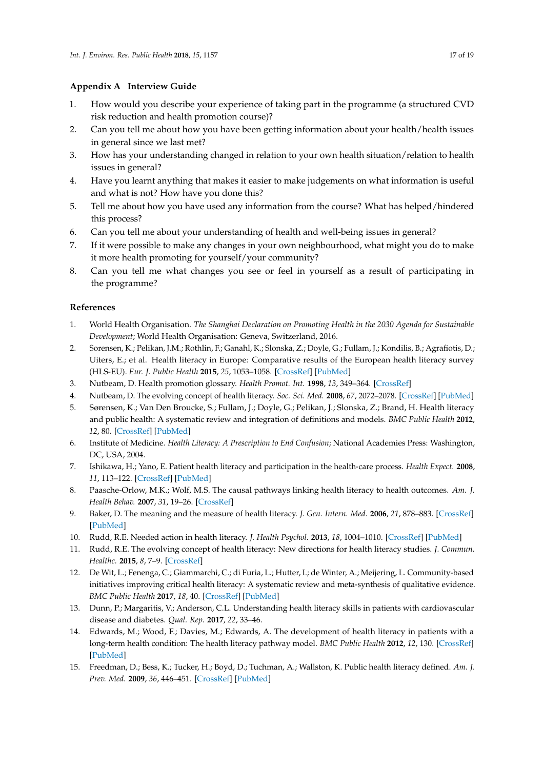## Appendix A Interview Guide

1. How would you describe your experience of taking part in the programme (a structured CVD risk reduction and health promotion course)?
2. Can you tell me about how you have been getting information about your health/health issues in general since we last met?
3. How has your understanding changed in relation to your own health situation/relation to health issues in general?
4. Have you learnt anything that makes it easier to make judgements on what information is useful and what is not? How have you done this?
5. Tell me about how you have used any information from the course? What has helped/hindered this process?
6. Can you tell me about your understanding of health and well-being issues in general?
7. If it were possible to make any changes in your own neighbourhood, what might you do to make it more health promoting for yourself/your community?
8. Can you tell me what changes you see or feel in yourself as a result of participating in the programme?

## References

1. World Health Organisation. *The Shanghai Declaration on Promoting Health in the 2030 Agenda for Sustainable Development*; World Health Organisation: Geneva, Switzerland, 2016.
2. Sorensen, K.; Pelikan, J.M.; Rothlin, F.; Ganahl, K.; Slonska, Z.; Doyle, G.; Fullam, J.; Kondilis, B.; Agrafiotis, D.; Uiters, E.; et al. Health literacy in Europe: Comparative results of the European health literacy survey (HLS-EU). *Eur. J. Public Health* **2015**, *25*, 1053–1058. [CrossRef] [PubMed]
3. Nutbeam, D. Health promotion glossary. *Health Promot. Int.* **1998**, *13*, 349–364. [CrossRef]
4. Nutbeam, D. The evolving concept of health literacy. *Soc. Sci. Med.* **2008**, *67*, 2072–2078. [CrossRef] [PubMed]
5. Sørensen, K.; Van Den Broucke, S.; Fullam, J.; Doyle, G.; Pelikan, J.; Slonska, Z.; Brand, H. Health literacy and public health: A systematic review and integration of definitions and models. *BMC Public Health* **2012**, *12*, 80. [CrossRef] [PubMed]
6. Institute of Medicine. *Health Literacy: A Prescription to End Confusion*; National Academies Press: Washington, DC, USA, 2004.
7. Ishikawa, H.; Yano, E. Patient health literacy and participation in the health-care process. *Health Expect.* **2008**, *11*, 113–122. [CrossRef] [PubMed]
8. Paasche-Orlow, M.K.; Wolf, M.S. The causal pathways linking health literacy to health outcomes. *Am. J. Health Behav.* **2007**, *31*, 19–26. [CrossRef]
9. Baker, D. The meaning and the measure of health literacy. *J. Gen. Intern. Med.* **2006**, *21*, 878–883. [CrossRef] [PubMed]
10. Rudd, R.E. Needed action in health literacy. *J. Health Psychol.* **2013**, *18*, 1004–1010. [CrossRef] [PubMed]
11. Rudd, R.E. The evolving concept of health literacy: New directions for health literacy studies. *J. Commun. Healthc.* **2015**, *8*, 7–9. [CrossRef]
12. De Wit, L.; Fenenga, C.; Giammarchi, C.; di Furia, L.; Hutter, I.; de Winter, A.; Meijering, L. Community-based initiatives improving critical health literacy: A systematic review and meta-synthesis of qualitative evidence. *BMC Public Health* **2017**, *18*, 40. [CrossRef] [PubMed]
13. Dunn, P.; Margaritis, V.; Anderson, C.L. Understanding health literacy skills in patients with cardiovascular disease and diabetes. *Qual. Rep.* **2017**, *22*, 33–46.
14. Edwards, M.; Wood, F.; Davies, M.; Edwards, A. The development of health literacy in patients with a long-term health condition: The health literacy pathway model. *BMC Public Health* **2012**, *12*, 130. [CrossRef] [PubMed]
15. Freedman, D.; Bess, K.; Tucker, H.; Boyd, D.; Tuchman, A.; Wallston, K. Public health literacy defined. *Am. J. Prev. Med.* **2009**, *36*, 446–451. [CrossRef] [PubMed]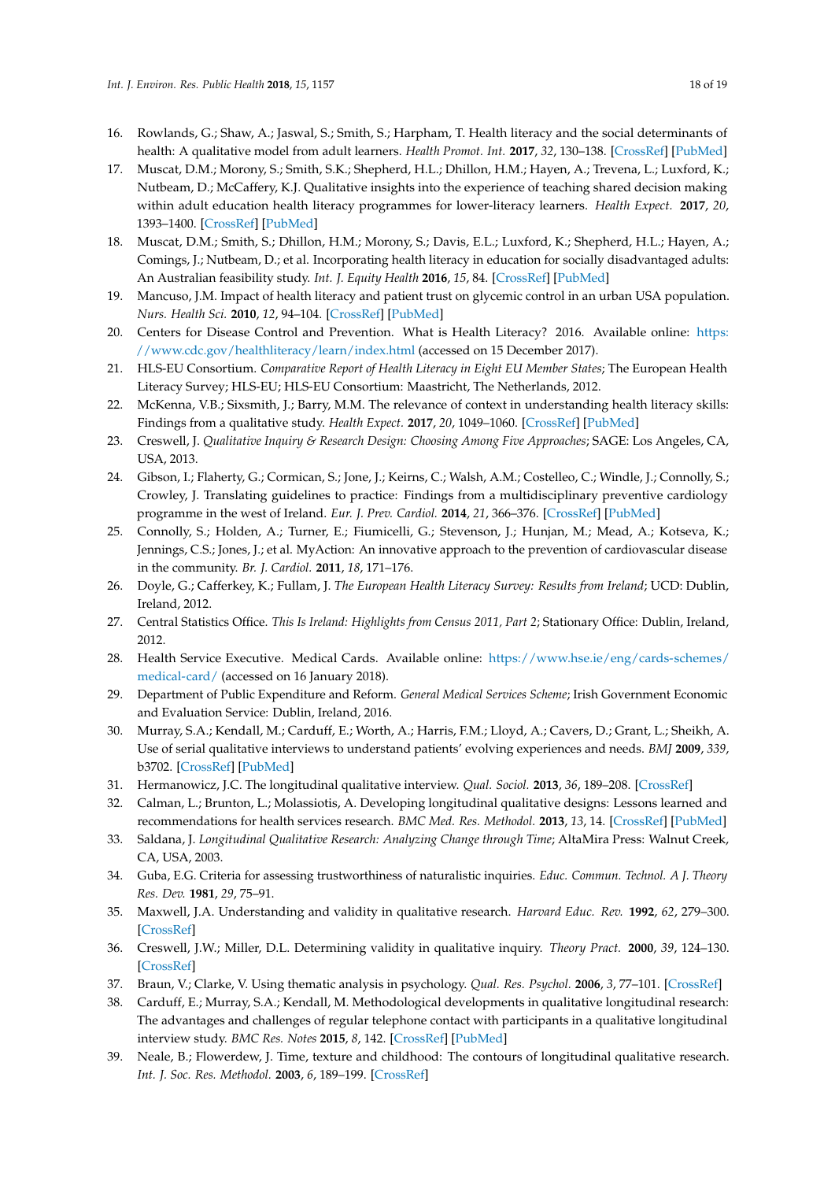16. Rowlands, G.; Shaw, A.; Jaswal, S.; Smith, S.; Harpham, T. Health literacy and the social determinants of health: A qualitative model from adult learners. *Health Promot. Int.* **2017**, *32*, 130–138. [CrossRef] [PubMed]
17. Muscat, D.M.; Morony, S.; Smith, S.K.; Shepherd, H.L.; Dhillon, H.M.; Hayen, A.; Trevena, L.; Luxford, K.; Nutbeam, D.; McCaffery, K.J. Qualitative insights into the experience of teaching shared decision making within adult education health literacy programmes for lower-literacy learners. *Health Expect.* **2017**, *20*, 1393–1400. [CrossRef] [PubMed]
18. Muscat, D.M.; Smith, S.; Dhillon, H.M.; Morony, S.; Davis, E.L.; Luxford, K.; Shepherd, H.L.; Hayen, A.; Comings, J.; Nutbeam, D.; et al. Incorporating health literacy in education for socially disadvantaged adults: An Australian feasibility study. *Int. J. Equity Health* **2016**, *15*, 84. [CrossRef] [PubMed]
19. Mancuso, J.M. Impact of health literacy and patient trust on glycemic control in an urban USA population. *Nurs. Health Sci.* **2010**, *12*, 94–104. [CrossRef] [PubMed]
20. Centers for Disease Control and Prevention. What is Health Literacy? 2016. Available online: https://www.cdc.gov/healthliteracy/learn/index.html (accessed on 15 December 2017).
21. HLS-EU Consortium. *Comparative Report of Health Literacy in Eight EU Member States*; The European Health Literacy Survey; HLS-EU; HLS-EU Consortium: Maastricht, The Netherlands, 2012.
22. McKenna, V.B.; Sixsmith, J.; Barry, M.M. The relevance of context in understanding health literacy skills: Findings from a qualitative study. *Health Expect.* **2017**, *20*, 1049–1060. [CrossRef] [PubMed]
23. Creswell, J. *Qualitative Inquiry & Research Design: Choosing Among Five Approaches*; SAGE: Los Angeles, CA, USA, 2013.
24. Gibson, I.; Flaherty, G.; Cormican, S.; Jone, J.; Keirns, C.; Walsh, A.M.; Costello, C.; Windle, J.; Connolly, S.; Crowley, J. Translating guidelines to practice: Findings from a multidisciplinary preventive cardiology programme in the west of Ireland. *Eur. J. Prev. Cardiol.* **2014**, *21*, 366–376. [CrossRef] [PubMed]
25. Connolly, S.; Holden, A.; Turner, E.; Fiumicelli, G.; Stevenson, J.; Hunjan, M.; Mead, A.; Kotseva, K.; Jennings, C.S.; Jones, J.; et al. MyAction: An innovative approach to the prevention of cardiovascular disease in the community. *Br. J. Cardiol.* **2011**, *18*, 171–176.
26. Doyle, G.; Cafferkey, K.; Fullam, J. *The European Health Literacy Survey: Results from Ireland*; UCD: Dublin, Ireland, 2012.
27. Central Statistics Office. *This Is Ireland: Highlights from Census 2011, Part 2*; Stationary Office: Dublin, Ireland, 2012.
28. Health Service Executive. Medical Cards. Available online: https://www.hse.ie/eng/cards-schemes/medical-card/ (accessed on 16 January 2018).
29. Department of Public Expenditure and Reform. *General Medical Services Scheme*; Irish Government Economic and Evaluation Service: Dublin, Ireland, 2016.
30. Murray, S.A.; Kendall, M.; Carduff, E.; Worth, A.; Harris, F.M.; Lloyd, A.; Cavers, D.; Grant, L.; Sheikh, A. Use of serial qualitative interviews to understand patients' evolving experiences and needs. *BMJ* **2009**, *339*, b3702. [CrossRef] [PubMed]
31. Hermanowicz, J.C. The longitudinal qualitative interview. *Qual. Sociol.* **2013**, *36*, 189–208. [CrossRef]
32. Calman, L.; Brunton, L.; Molassiotis, A. Developing longitudinal qualitative designs: Lessons learned and recommendations for health services research. *BMC Med. Res. Methodol.* **2013**, *13*, 14. [CrossRef] [PubMed]
33. Saldana, J. *Longitudinal Qualitative Research: Analyzing Change through Time*; AltaMira Press: Walnut Creek, CA, USA, 2003.
34. Guba, E.G. Criteria for assessing trustworthiness of naturalistic inquiries. *Educ. Commun. Technol. A J. Theory Res. Dev.* **1981**, *29*, 75–91.
35. Maxwell, J.A. Understanding and validity in qualitative research. *Harvard Educ. Rev.* **1992**, *62*, 279–300. [CrossRef]
36. Creswell, J.W.; Miller, D.L. Determining validity in qualitative inquiry. *Theory Pract.* **2000**, *39*, 124–130. [CrossRef]
37. Braun, V.; Clarke, V. Using thematic analysis in psychology. *Qual. Res. Psychol.* **2006**, *3*, 77–101. [CrossRef]
38. Carduff, E.; Murray, S.A.; Kendall, M. Methodological developments in qualitative longitudinal research: The advantages and challenges of regular telephone contact with participants in a qualitative longitudinal interview study. *BMC Res. Notes* **2015**, *8*, 142. [CrossRef] [PubMed]
39. Neale, B.; Flowerdew, J. Time, texture and childhood: The contours of longitudinal qualitative research. *Int. J. Soc. Res. Methodol.* **2003**, *6*, 189–199. [CrossRef]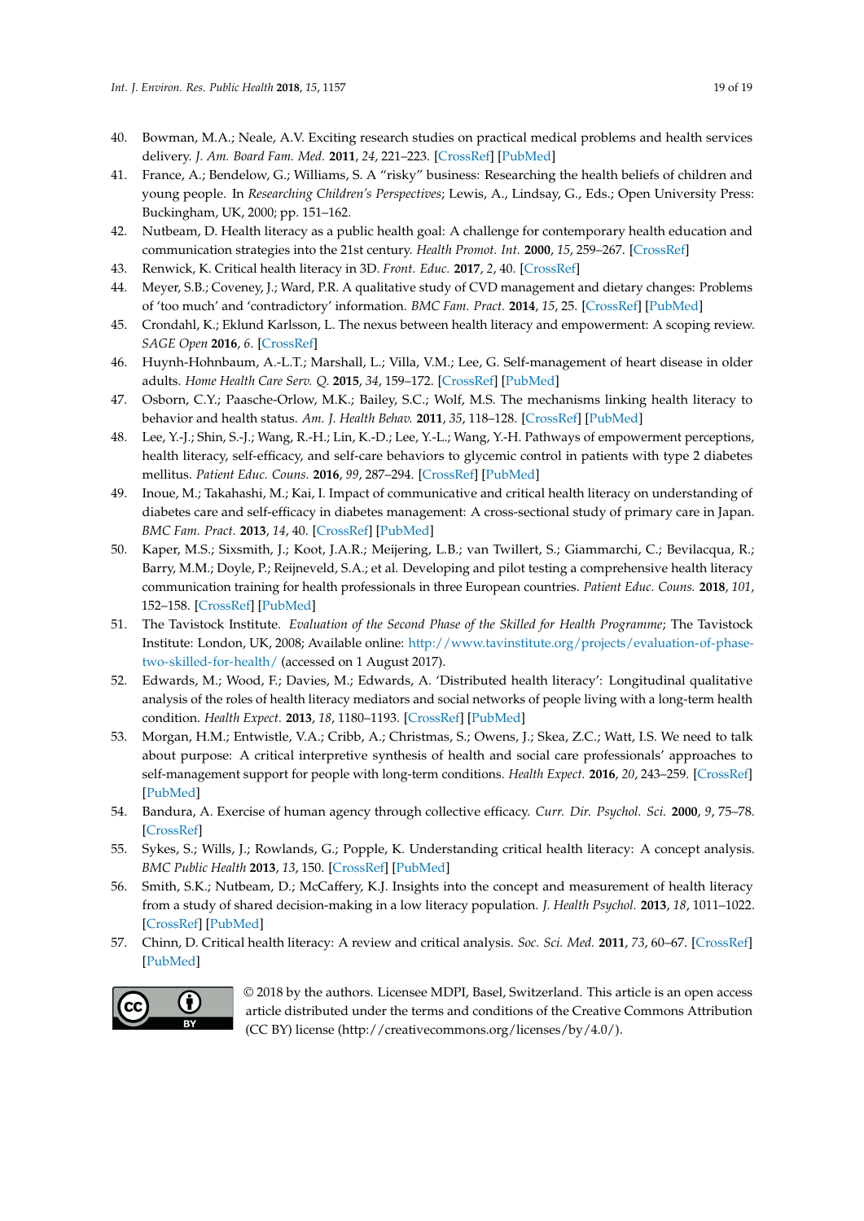40. Bowman, M.A.; Neale, A.V. Exciting research studies on practical medical problems and health services delivery. *J. Am. Board Fam. Med.* **2011**, *24*, 221–223. [CrossRef] [PubMed]
41. France, A.; Bendelow, G.; Williams, S. A "risky" business: Researching the health beliefs of children and young people. In *Researching Children's Perspectives*; Lewis, A., Lindsay, G., Eds.; Open University Press: Buckingham, UK, 2000; pp. 151–162.
42. Nutbeam, D. Health literacy as a public health goal: A challenge for contemporary health education and communication strategies into the 21st century. *Health Promot. Int.* **2000**, *15*, 259–267. [CrossRef]
43. Renwick, K. Critical health literacy in 3D. *Front. Educ.* **2017**, *2*, 40. [CrossRef]
44. Meyer, S.B.; Coveney, J.; Ward, P.R. A qualitative study of CVD management and dietary changes: Problems of 'too much' and 'contradictory' information. *BMC Fam. Pract.* **2014**, *15*, 25. [CrossRef] [PubMed]
45. Crondahl, K.; Eklund Karlsson, L. The nexus between health literacy and empowerment: A scoping review. *SAGE Open* **2016**, *6*. [CrossRef]
46. Huynh-Hohnbaum, A.-L.T.; Marshall, L.; Villa, V.M.; Lee, G. Self-management of heart disease in older adults. *Home Health Care Serv. Q.* **2015**, *34*, 159–172. [CrossRef] [PubMed]
47. Osborn, C.Y.; Paasche-Orlow, M.K.; Bailey, S.C.; Wolf, M.S. The mechanisms linking health literacy to behavior and health status. *Am. J. Health Behav.* **2011**, *35*, 118–128. [CrossRef] [PubMed]
48. Lee, Y.-J.; Shin, S.-J.; Wang, R.-H.; Lin, K.-D.; Lee, Y.-L.; Wang, Y.-H. Pathways of empowerment perceptions, health literacy, self-efficacy, and self-care behaviors to glycemic control in patients with type 2 diabetes mellitus. *Patient Educ. Couns.* **2016**, *99*, 287–294. [CrossRef] [PubMed]
49. Inoue, M.; Takahashi, M.; Kai, I. Impact of communicative and critical health literacy on understanding of diabetes care and self-efficacy in diabetes management: A cross-sectional study of primary care in Japan. *BMC Fam. Pract.* **2013**, *14*, 40. [CrossRef] [PubMed]
50. Kaper, M.S.; Sixsmith, J.; Koot, J.A.R.; Meijering, L.B.; van Twillert, S.; Giammarchi, C.; Bevilacqua, R.; Barry, M.M.; Doyle, P.; Reijneveld, S.A.; et al. Developing and pilot testing a comprehensive health literacy communication training for health professionals in three European countries. *Patient Educ. Couns.* **2018**, *101*, 152–158. [CrossRef] [PubMed]
51. The Tavistock Institute. *Evaluation of the Second Phase of the Skilled for Health Programme*; The Tavistock Institute: London, UK, 2008; Available online: http://www.tavinstitute.org/projects/evaluation-of-phase-two-skilled-for-health/ (accessed on 1 August 2017).
52. Edwards, M.; Wood, F.; Davies, M.; Edwards, A. 'Distributed health literacy': Longitudinal qualitative analysis of the roles of health literacy mediators and social networks of people living with a long-term health condition. *Health Expect.* **2013**, *18*, 1180–1193. [CrossRef] [PubMed]
53. Morgan, H.M.; Entwistle, V.A.; Cribb, A.; Christmas, S.; Owens, J.; Skea, Z.C.; Watt, I.S. We need to talk about purpose: A critical interpretive synthesis of health and social care professionals' approaches to self-management support for people with long-term conditions. *Health Expect.* **2016**, *20*, 243–259. [CrossRef] [PubMed]
54. Bandura, A. Exercise of human agency through collective efficacy. *Curr. Dir. Psychol. Sci.* **2000**, *9*, 75–78. [CrossRef]
55. Sykes, S.; Wills, J.; Rowlands, G.; Popple, K. Understanding critical health literacy: A concept analysis. *BMC Public Health* **2013**, *13*, 150. [CrossRef] [PubMed]
56. Smith, S.K.; Nutbeam, D.; McCaffery, K.J. Insights into the concept and measurement of health literacy from a study of shared decision-making in a low literacy population. *J. Health Psychol.* **2013**, *18*, 1011–1022. [CrossRef] [PubMed]
57. Chinn, D. Critical health literacy: A review and critical analysis. *Soc. Sci. Med.* **2011**, *73*, 60–67. [CrossRef] [PubMed]

© 2018 by the authors. Licensee MDPI, Basel, Switzerland. This article is an open access article distributed under the terms and conditions of the Creative Commons Attribution (CC BY) license (http://creativecommons.org/licenses/by/4.0/).